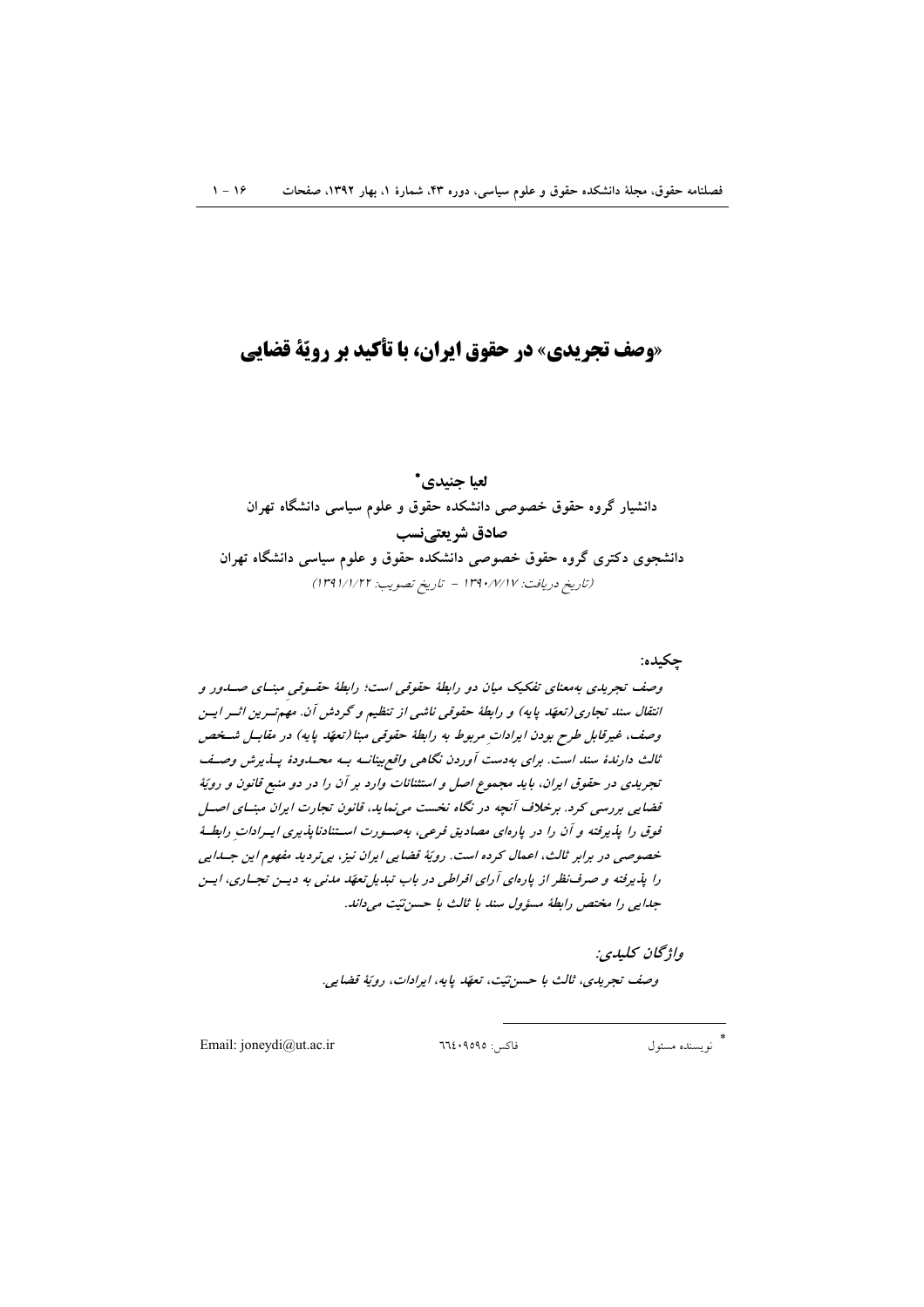# «وصف تجریدی» در حقوق ایران، با تأکید بر رویّهٔ قضایی

**لعیا جنیدی** [*]

**دانشیار گروه حقوق خصوصی دانشکده حقوق و علوم سیاسی دانشگاه تهران**

**صادق شریعتی‌نسب**

**دانشجوی دکتری گروه حقوق خصوصی دانشکده حقوق و علوم سیاسی دانشگاه تهران**

(تاریخ دریافت: ۱۳۹۰/۷/۱۷ - تاریخ تصویب: ۱۳۹۱/۱/۲۲)

**چکیده:**

*وصف تجریدی به‌معنای تفکیک میان دو رابطهٔ حقوقی است؛ رابطهٔ حقوقی مبنای صدور و انتقال سند تجاری (تعهّد پایه) و رابطهٔ حقوقی ناشی از تنظیم و گردش آن. مهم‌ترین اثر این وصف، غیرقابل طرح بودن ایرادات مربوط به رابطهٔ حقوقی مبنا (تعهّد پایه) در مقابل شخص ثالث دارندهٔ سند است. برای به‌دست آوردن نگاهی واقع‌بینانه به محدودهٔ پذیرش وصف تجریدی در حقوق ایران، باید مجموع اصل و استثنائات وارد بر آن را در دو منبع قانون و رویّهٔ قضایی بررسی کرد. برخلاف آنچه در نگاه نخست می‌نماید، قانون تجارت ایران مبنای اصل فوق را پذیرفته و آن را در پاره‌ای مصادیق فرعی، به‌صورت استنادناپذیری ایرادات رابطهٔ خصوصی در برابر ثالث، اعمال کرده است. رویّهٔ قضایی ایران نیز، بی‌تردید مفهوم این جدایی را پذیرفته و صرف‌نظر از پاره‌ای آرای افراطی در باب تبدیل تعهّد مدنی به دین تجاری، این جدایی را مختص رابطهٔ مسؤول سند با ثالث با حسن‌نیت می‌داند.*

***واژگان کلیدی:***

*وصف تجریدی، ثالث با حسن‌نیت، تعهّد پایه، ایرادات، رویّهٔ قضایی.*

---

[*] نویسنده مسئول — فاکس: ۶۶۴۰۹۵۹۵ — Email: joneydi@ut.ac.ir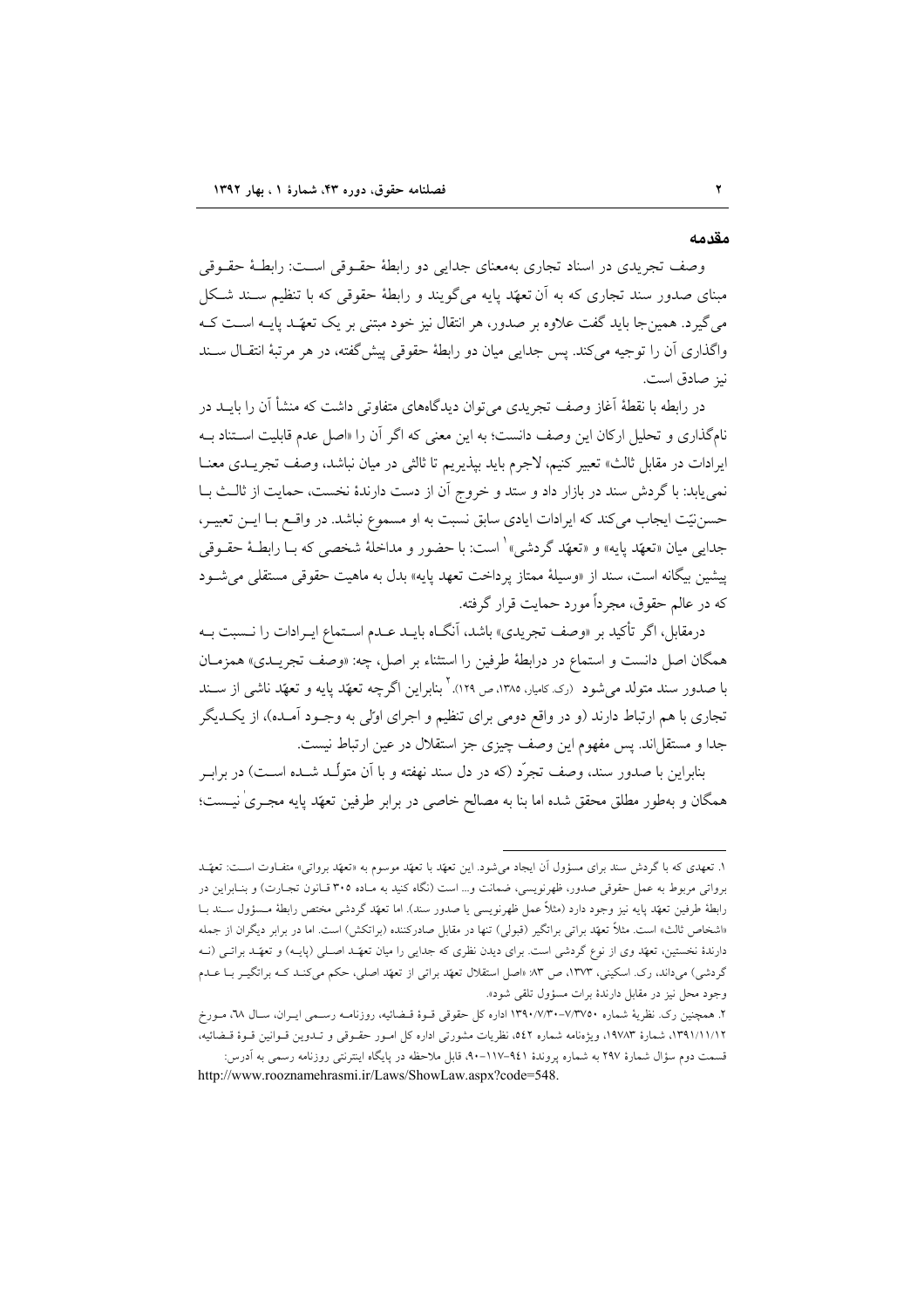## مقدمه

وصف تجریدی در اسناد تجاری به‌معنای جدایی دو رابطهٔ حقوقی است: رابطهٔ حقوقی مبنای صدور سند تجاری که به آن تعهّد پایه می‌گویند و رابطهٔ حقوقی که با تنظیم سند شکل می‌گیرد. همین‌جا باید گفت علاوه بر صدور، هر انتقال نیز خود مبتنی بر یک تعهّد پایه است که واگذاری آن را توجیه می‌کند. پس جدایی میان دو رابطهٔ حقوقی پیش‌گفته، در هر مرتبهٔ انتقال سند نیز صادق است.

در رابطه با نقطهٔ آغاز وصف تجریدی می‌توان دیدگاه‌های متفاوتی داشت که منشأ آن را باید در نام‌گذاری و تحلیل ارکان این وصف دانست؛ به این معنی که اگر آن را «اصل عدم قابلیت استناد به ایرادات در مقابل ثالث» تعبیر کنیم، لاجرم باید بپذیریم تا ثالثی در میان نباشد، وصف تجریدی معنا نمی‌یابد: با گردش سند در بازار داد و ستد و خروج آن از دست دارندهٔ نخست، حمایت از ثالث با حسن‌نیّت ایجاب می‌کند که ایرادات ایادی سابق نسبت به او مسموع نباشد. در واقع با این تعبیر، جدایی میان «تعهّد پایه» و «تعهّد گردشی»[1] است: با حضور و مداخلهٔ شخصی که با رابطهٔ حقوقی پیشین بیگانه است، سند از «وسیلهٔ ممتاز پرداخت تعهد پایه» بدل به ماهیت حقوقی مستقلی می‌شود که در عالم حقوق، مجرداً مورد حمایت قرار گرفته.

درمقابل، اگر تأکید بر «وصف تجریدی» باشد، آنگاه باید عدم استماع ایرادات را نسبت به همگان اصل دانست و استماع در درابطهٔ طرفین را استثناء بر اصل، چه: «وصف تجریدی» همزمان با صدور سند متولد می‌شود (رک. کامیار، ۱۳۸۵، ص ۱۲۹).[2] بنابراین اگرچه تعهّد پایه و تعهّد ناشی از سند تجاری با هم ارتباط دارند (و در واقع دومی برای تنظیم و اجرای اولّی به وجود آمده)، از یکدیگر جدا و مستقل‌اند. پس مفهوم این وصف چیزی جز استقلال در عین ارتباط نیست.

بنابراین با صدور سند، وصف تجرّد (که در دل سند نهفته و با آن متولّد شده است) در برابر همگان و به‌طور مطلق محقق شده اما بنا به مصالح خاصی در برابر طرفین تعهّد پایه مجری نیست؛

---

۱. تعهدی که با گردش سند برای مسؤول آن ایجاد می‌شود. این تعهّد با تعهّد موسوم به «تعهّد بروائی» متفاوت است: تعهّد بروائی مربوط به عمل حقوقی صدور، ظهرنویسی، ضمانت و... است (نگاه کنید به ماده ۳۰۵ قانون تجارت) و بنابراین در رابطهٔ طرفین تعهّد پایه نیز وجود دارد (مثلاً عمل ظهرنویسی یا صدور سند). اما تعهّد گردشی مختص رابطهٔ مسؤول سند با «اشخاص ثالث» است. مثلاً تعهّد براتی براتگیر (قبولی) تنها در مقابل صادرکننده (براتکش) است. اما در برابر دیگران از جمله دارندهٔ نخستین، تعهّد وی از نوع گردشی است. برای دیدن نظری که جدایی را میان تعهّد اصلی (پایه) و تعهّد براتی (نه گردشی) می‌داند، رک. اسکینی، ۱۳۷۳، ص ۸۳: «اصل استقلال تعهّد براتی از تعهّد اصلی، حکم می‌کند که براتگیر با عدم وجود محل نیز در مقابل دارندهٔ برات مسؤول تلقی شود».

۲. همچنین رک. نظریهٔ شماره ۷/۳۷۵۰-۱۳۹۰/۷/۳۰ اداره کل حقوقی قوهٔ قضائیه، روزنامه رسمی ایران، سال ٦٨، مورخ ۱۳۹۱/۱۱/۱۲، شمارهٔ ۱۹۷۸۳، ویژه‌نامه شماره ۵۴۲، نظریات مشورتی اداره کل امور حقوقی و تدوین قوانین قوهٔ قضائیه، قسمت دوم سؤال شمارهٔ ۲۹۷ به شماره پروندهٔ ۹۴۱-۱۱۷-۹۰، قابل ملاحظه در پایگاه اینترنتی روزنامه رسمی به آدرس: http://www.rooznamehrasmi.ir/Laws/ShowLaw.aspx?code=548.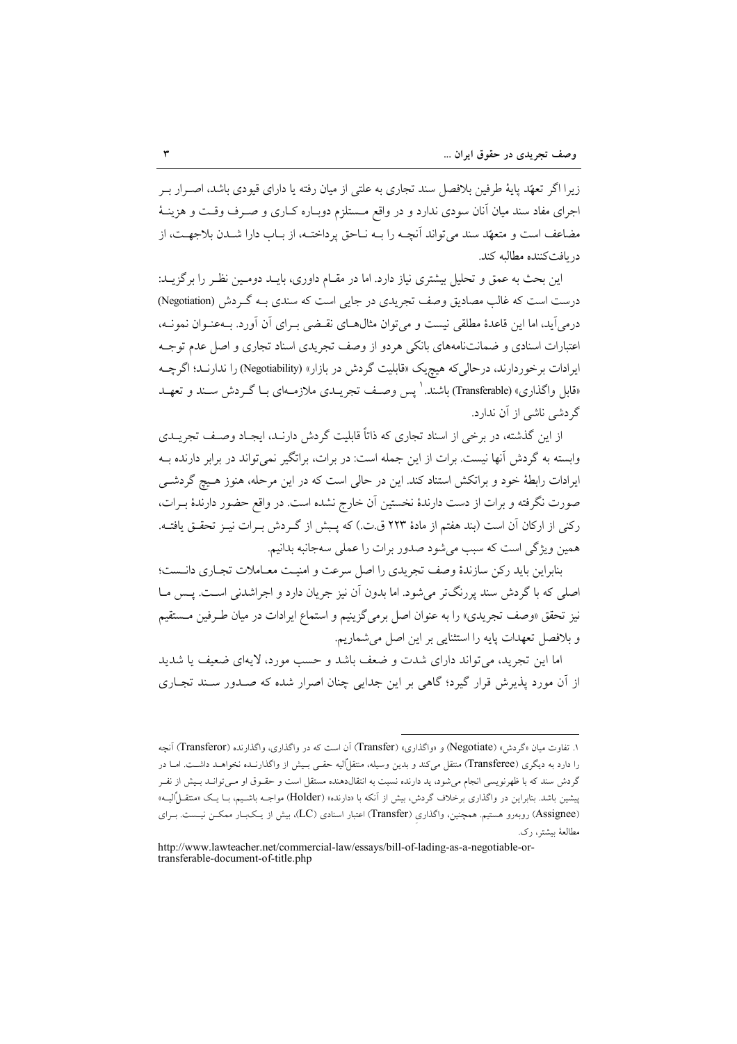زیرا اگر تعهّد پایهٔ طرفین بلافصل سند تجاری به علتی از میان رفته یا دارای قیودی باشد، اصـرار بـر اجرای مفاد سند میان آنان سودی ندارد و در واقع مـستلزم دوبـاره کـاری و صـرف وقـت و هزینـهٔ مضاعف است و متعهّد سند می‌تواند آنچـه را بـه نـاحق پرداختـه، از بـاب دارا شـدن بلاجهـت، از دریافت‌کننده مطالبه کند.

این بحث به عمق و تحلیل بیشتری نیاز دارد. اما در مقـام داوری، بایـد دومـین نظـر را برگزیـد: درست است که غالب مصادیق وصف تجریدی در جایی است که سندی بـه گـردش (Negotiation) درمی‌آید، اما این قاعدهٔ مطلقی نیست و می‌توان مثال‌هـای نقـضی بـرای آن آورد. بـه‌عنـوان نمونـه، اعتبارات اسنادی و ضمانت‌نامه‌های بانکی هردو از وصف تجریدی اسناد تجاری و اصل عدم توجـه ایرادات برخوردارند، درحالی‌که هیچ‌یک «قابلیت گردش در بازار» (Negotiability) را ندارنـد؛ اگرچـه «قابل واگذاری» (Transferable) باشند.[1] پس وصـف تجریـدی ملازمـه‌ای بـا گـردش سـند و تعهـد گردشی ناشی از آن ندارد.

از این گذشته، در برخی از اسناد تجاری که ذاتاً قابلیت گردش دارنـد، ایجـاد وصـف تجریـدی وابسته به گردش آنها نیست. برات از این جمله است: در برات، براتگیر نمی‌تواند در برابر دارنده بـه ایرادات رابطهٔ خود و براتکش استناد کند. این در حالی است که در این مرحله، هنوز هـیچ گردشـی صورت نگرفته و برات از دست دارندهٔ نخستین آن خارج نشده است. در واقع حضور دارندهٔ بـرات، رکنی از ارکان آن است (بند هفتم از مادهٔ ۲۲۳ ق.ت.) که پـیش از گـردش بـرات نیـز تحقـق یافتـه. همین ویژگی است که سبب می‌شود صدور برات را عملی سه‌جانبه بدانیم.

بنابراین باید رکن سازندهٔ وصف تجریدی را اصل سرعت و امنیـت معـاملات تجـاری دانـست؛ اصلی که با گردش سند پررنگ‌تر می‌شود. اما بدون آن نیز جریان دارد و اجراشدنی اسـت. پـس مـا نیز تحقق «وصف تجریدی» را به عنوان اصل برمی‌گزینیم و استماع ایرادات در میان طـرفین مـستقیم و بلافصل تعهدات پایه را استثنایی بر این اصل می‌شماریم.

اما این تجرید، می‌تواند دارای شدت و ضعف باشد و حسب مورد، لایه‌ای ضعیف یا شدید از آن مورد پذیرش قرار گیرد؛ گاهی بر این جدایی چنان اصرار شده که صـدور سـند تجـاری

---

[1] تفاوت میان «گردش» (Negotiate) و «واگذاری» (Transfer) آن است که در واگذاری، واگذارنده (Transferor) آنچه را دارد به دیگری (Transferee) منتقل می‌کند و بدین وسیله، منتقلٌ‌الیه حقـی بـیش از واگذارنـده نخواهـد داشـت. امـا در گردش سند که با ظهرنویسی انجام می‌شود، ید دارنده نسبت به انتقال‌دهنده مستقل است و حقـوق او مـی‌توانـد بـیش از نفـر پیشین باشد. بنابراین در واگذاری برخلاف گردش، بیش از آنکه با «دارنده» (Holder) مواجـه باشـیم، بـا یـک «منتقـلٌ‌الیـه» (Assignee) روبه‌رو هستیم. همچنین، واگذاری (Transfer) اعتبار اسنادی (LC)، بیش از یـک‌بـار ممکـن نیـست. بـرای مطالعهٔ بیشتر، رک.

http://www.lawteacher.net/commercial-law/essays/bill-of-lading-as-a-negotiable-or-transferable-document-of-title.php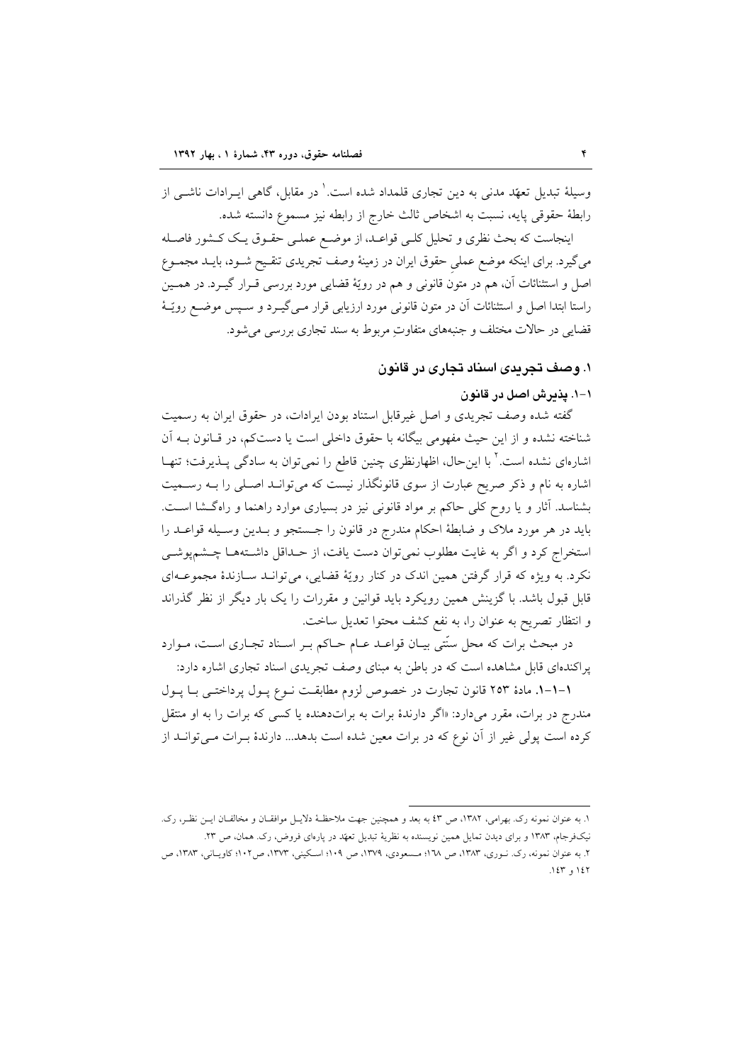وسیلهٔ تبدیل تعهّد مدنی به دین تجاری قلمداد شده است.[1] در مقابل، گاهی ایـرادات ناشـی از رابطهٔ حقوقی پایه، نسبت به اشخاص ثالث خارج از رابطه نیز مسموع دانسته شده.

اینجاست که بحث نظری و تحلیل کلـی قواعـد، از موضـع عملـی حقـوق یـک کـشور فاصـله می‌گیرد. برای اینکه موضع عملیِ حقوق ایران در زمینهٔ وصف تجریدی تنقیح شـود، بایـد مجمـوع اصل و استثنائات آن، هم در متون قانونی و هم در رویّهٔ قضایی مورد بررسی قـرار گیـرد. در همـین راستا ابتدا اصل و استثنائات آن در متون قانونی مورد ارزیابی قرار مـی‌گیـرد و سـپس موضـع رویّـهٔ قضایی در حالات مختلف و جنبه‌های متفاوتِ مربوط به سند تجاری بررسی می‌شود.

## ۱. وصف تجریدی اسناد تجاری در قانون

### ۱-۱. پذیرش اصل در قانون

گفته شده وصف تجریدی و اصل غیرقابل استناد بودن ایرادات، در حقوق ایران به رسمیت شناخته نشده و از این حیث مفهومی بیگانه با حقوق داخلی است یا دست‌کم، در قـانون بـه آن اشاره‌ای نشده است.[2] با این‌حال، اظهارنظری چنین قاطع را نمی‌توان به سادگی پـذیرفت؛ تنهـا اشاره به نام و ذکر صریح عبارت از سوی قانونگذار نیست که می‌توانـد اصـلی را بـه رسـمیت بشناسد. آثار و یا روح کلی حاکم بر مواد قانونی نیز در بسیاری موارد راهنما و راه‌گـشا اسـت. باید در هر مورد ملاک و ضابطهٔ احکام مندرج در قانون را جـستجو و بـدین وسـیله قواعـد را استخراج کرد و اگر به غایت مطلوب نمی‌توان دست یافت، از حـداقل داشـته‌هـا چـشم‌پوشـی نکرد. به ویژه که قرار گرفتن همین اندک در کنار رویّهٔ قضایی، می‌توانـد سـازندهٔ مجموعـه‌ای قابل قبول باشد. با گزینش همین رویکرد باید قوانین و مقررات را یک بار دیگر از نظر گذراند و انتظار تصریح به عنوان را، به نفع کشف محتوا تعدیل ساخت.

در مبحث برات که محل سنّتی بیـان قواعـد عـام حـاکم بـر اسـناد تجـاری اسـت، مـوارد پراکنده‌ای قابل مشاهده است که در باطن به مبنای وصف تجریدی اسناد تجاری اشاره دارد:

**۱-۱-۱.** مادهٔ ۲۵۳ قانون تجارت در خصوص لزوم مطابقـت نـوع پـول پرداختـی بـا پـول مندرج در برات، مقرر می‌دارد: «اگر دارندهٔ برات به برات‌دهنده یا کسی که برات را به او منتقل کرده است پولی غیر از آن نوع که در برات معین شده است بدهد... دارندهٔ بـرات مـی‌توانـد از

---

۱. به عنوان نمونه رک. بهرامی، ۱۳۸۲، ص ٤٣ به بعد و همچنین جهت ملاحظـهٔ دلایـل موافقـان و مخالفـان ایـن نظـر، رک. نیک‌فرجام، ۱۳۸۳ و برای دیدن تمایل همین نویسنده به نظریهٔ تبدیل تعهّد در پاره‌ای فروض، رک. همان، ص ۲۳.

۲. به عنوان نمونه، رک. نـوری، ۱۳۸۳، ص ١٦٨؛ مـسعودی، ۱۳۷۹، ص ۱۰۹؛ اسـکینی، ۱۳۷۳، ص۱۰۲؛ کاویـانی، ۱۳۸۳، ص ١٤٢ و ١٤٣.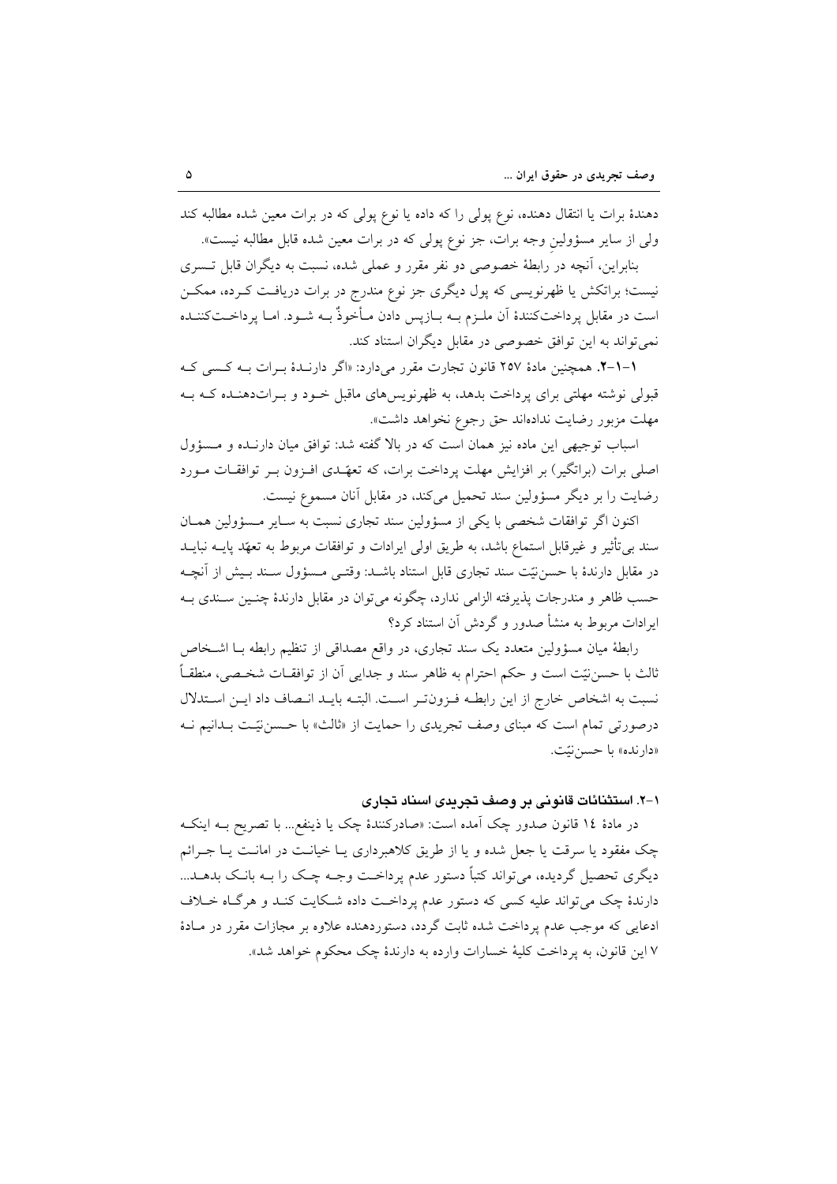دهندهٔ برات یا انتقال دهنده، نوع پولی را که داده یا نوع پولی که در برات معین شده مطالبه کند ولی از سایر مسؤولینِ وجه برات، جز نوع پولی که در برات معین شده قابل مطالبه نیست».

بنابراین، آنچه در رابطهٔ خصوصی دو نفر مقرر و عملی شده، نسبت به دیگران قابل تسری نیست؛ براتکش یا ظهرنویسی که پول دیگری جز نوع مندرج در برات دریافت کرده، ممکن است در مقابل پرداخت‌کنندهٔ آن ملزم به بازپس دادن مأخوذٌ به شود. اما پرداخت‌کننده نمی‌تواند به این توافق خصوصی در مقابل دیگران استناد کند.

**۱-۱-۲.** همچنین مادهٔ ۲۵۷ قانون تجارت مقرر می‌دارد: «اگر دارندهٔ برات به کسی که قبولی نوشته مهلتی برای پرداخت بدهد، به ظهرنویس‌های ماقبل خود و برات‌دهنده که به مهلت مزبور رضایت نداده‌اند حق رجوع نخواهد داشت».

اسباب توجیهی این ماده نیز همان است که در بالا گفته شد: توافق میان دارنده و مسؤول اصلی برات (براتگیر) بر افزایش مهلت پرداخت برات، که تعهّدی افزون بر توافقات مورد رضایت را بر دیگر مسؤولین سند تحمیل می‌کند، در مقابل آنان مسموع نیست.

اکنون اگر توافقات شخصی با یکی از مسؤولین سند تجاری نسبت به سایر مسؤولین همان سند بی‌تأثیر و غیرقابل استماع باشد، به طریق اولی ایرادات و توافقات مربوط به تعهّد پایه نباید در مقابل دارندهٔ با حسن‌نیّت سند تجاری قابل استناد باشد: وقتی مسؤول سند بیش از آنچه حسب ظاهر و مندرجات پذیرفته الزامی ندارد، چگونه می‌توان در مقابل دارندهٔ چنین سندی به ایرادات مربوط به منشأ صدور و گردش آن استناد کرد؟

رابطهٔ میان مسؤولین متعدد یک سند تجاری، در واقع مصداقی از تنظیم رابطه با اشخاص ثالث با حسن‌نیّت است و حکم احترام به ظاهر سند و جدایی آن از توافقات شخصی، منطقاً نسبت به اشخاص خارج از این رابطه فزون‌تر است. البته باید انصاف داد این استدلال درصورتی تمام است که مبنای وصف تجریدی را حمایت از «ثالث» با حسن‌نیّت بدانیم نه «دارنده» با حسن‌نیّت.

### ۱-۲. استثنائات قانونی بر وصف تجریدی اسناد تجاری

در مادهٔ ۱۴ قانون صدور چک آمده است: «صادرکنندهٔ چک یا ذینفع... با تصریح به اینکه چک مفقود یا سرقت یا جعل شده و یا از طریق کلاهبرداری یا خیانت در امانت یا جرائم دیگری تحصیل گردیده، می‌تواند کتباً دستور عدم پرداخت وجه چک را به بانک بدهد... دارندهٔ چک می‌تواند علیه کسی که دستور عدم پرداخت داده شکایت کند و هرگاه خلاف ادعایی که موجب عدم پرداخت شده ثابت گردد، دستوردهنده علاوه بر مجازات مقرر در مادهٔ ۷ این قانون، به پرداخت کلیهٔ خسارات وارده به دارندهٔ چک محکوم خواهد شد».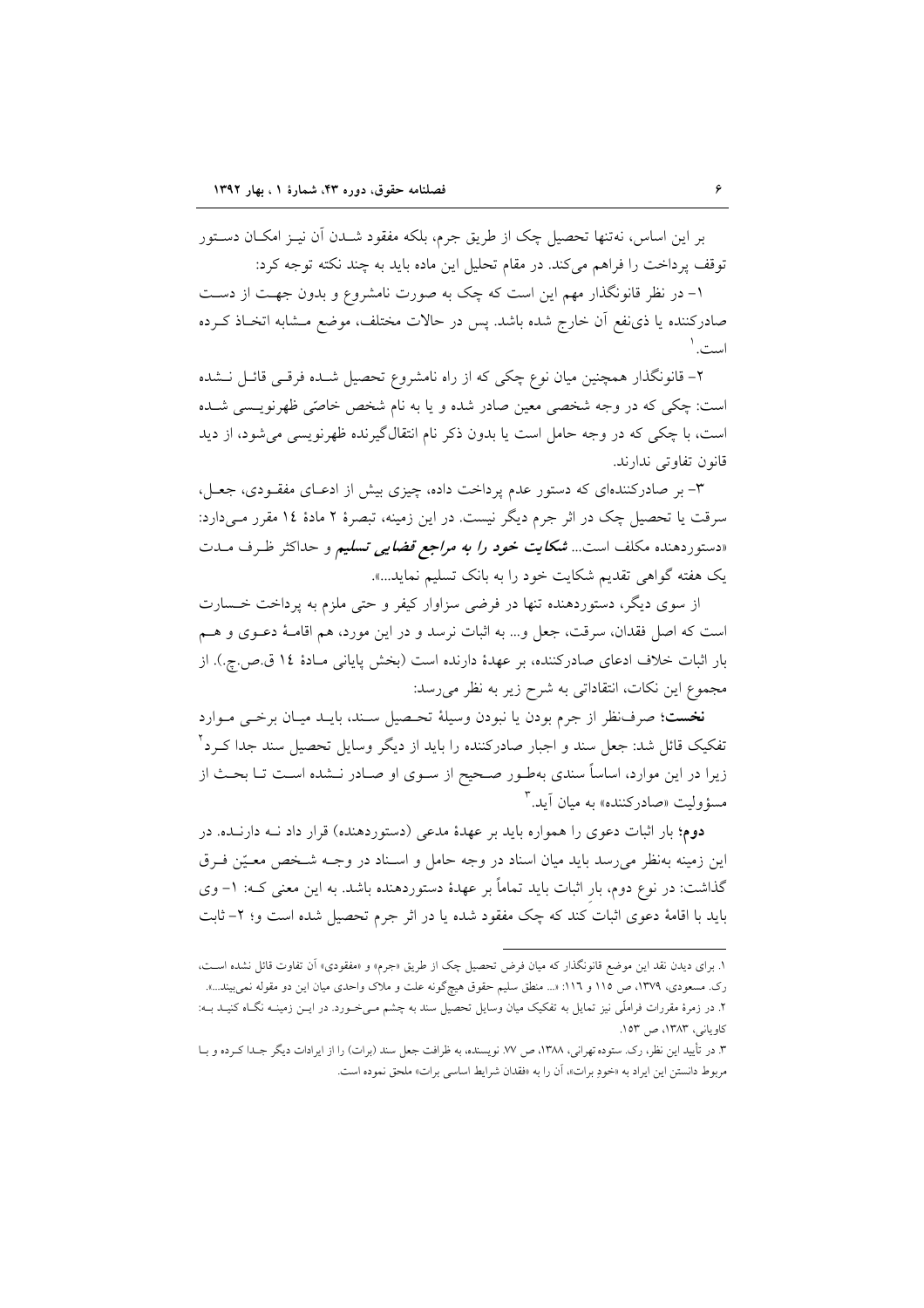بر این اساس، نه‌تنها تحصیل چک از طریق جرم، بلکه مفقود شدن آن نیز امکان دستور توقف پرداخت را فراهم می‌کند. در مقام تحلیل این ماده باید به چند نکته توجه کرد:

۱- در نظر قانونگذار مهم این است که چک به صورت نامشروع و بدون جهت از دست صادرکننده یا ذی‌نفع آن خارج شده باشد. پس در حالات مختلف، موضع مشابه اتخاذ کرده است.[۱]

۲- قانونگذار همچنین میان نوع چکی که از راه نامشروع تحصیل شده فرقی قائل نشده است: چکی که در وجه شخصی معین صادر شده و یا به نام شخص خاصّی ظهرنویسی شده است، با چکی که در وجه حامل است یا بدون ذکر نام انتقال‌گیرنده ظهرنویسی می‌شود، از دید قانون تفاوتی ندارند.

۳- بر صادرکننده‌ای که دستور عدم پرداخت داده، چیزی بیش از ادعای مفقودی، جعل، سرقت یا تحصیل چک در اثر جرم دیگر نیست. در این زمینه، تبصرهٔ ۲ مادهٔ ۱۴ مقرر می‌دارد: «دستوردهنده مکلف است... ***شکایت خود را به مراجع قضایی تسلیم*** و حداکثر ظرف مدت یک هفته گواهی تقدیم شکایت خود را به بانک تسلیم نماید...».

از سوی دیگر، دستوردهنده تنها در فرضی سزاوار کیفر و حتی ملزم به پرداخت خسارت است که اصل فقدان، سرقت، جعل و... به اثبات نرسد و در این مورد، هم اقامهٔ دعوی و هم بار اثبات خلاف ادعای صادرکننده، بر عهدهٔ دارنده است (بخش پایانی مادهٔ ۱۴ ق.ص.چ.). از مجموع این نکات، انتقاداتی به شرح زیر به نظر می‌رسد:

**نخست**؛ صرف‌نظر از جرم بودن یا نبودن وسیلهٔ تحصیل سند، باید میان برخی موارد تفکیک قائل شد: جعل سند و اجبار صادرکننده را باید از دیگر وسایل تحصیل سند جدا کرد[۲] زیرا در این موارد، اساساً سندی به‌طور صحیح از سوی او صادر نشده است تا بحث از مسؤولیت «صادرکننده» به میان آید.[۳]

**دوم**؛ بار اثبات دعوی را همواره باید بر عهدهٔ مدعی (دستوردهنده) قرار داد نه دارنده. در این زمینه به‌نظر می‌رسد باید میان اسناد در وجه حامل و اسناد در وجه شخص معیّن فرق گذاشت: در نوع دوم، بارِ اثبات باید تماماً بر عهدهٔ دستوردهنده باشد. به این معنی که: ۱- وی باید با اقامهٔ دعوی اثبات کند که چک مفقود شده یا در اثر جرم تحصیل شده است و؛ ۲- ثابت

---

۱. برای دیدن نقد این موضع قانونگذار که میان فرض تحصیل چک از طریق «جرم» و «مفقودی» آن تفاوت قائل نشده است، رک. مسعودی، ۱۳۷۹، ص ۱۱۵ و ۱۱۶: «... منطق سلیم حقوق هیچ‌گونه علت و ملاک واحدی میان این دو مقوله نمی‌بیند...».

۲. در زمرهٔ مقررات فراملّی نیز تمایل به تفکیک میان وسایل تحصیل سند به چشم می‌خورد. در این زمینه نگاه کنید به: کاویانی، ۱۳۸۳، ص ۱۵۳.

۳. در تأیید این نظر، رک. ستوده تهرانی، ۱۳۸۸، ص ۷۷. نویسنده، به ظرافت جعل سند (برات) را از ایرادات دیگر جدا کرده و با مربوط دانستن این ایراد به «خودِ برات»، آن را به «فقدان شرایط اساسی برات» ملحق نموده است.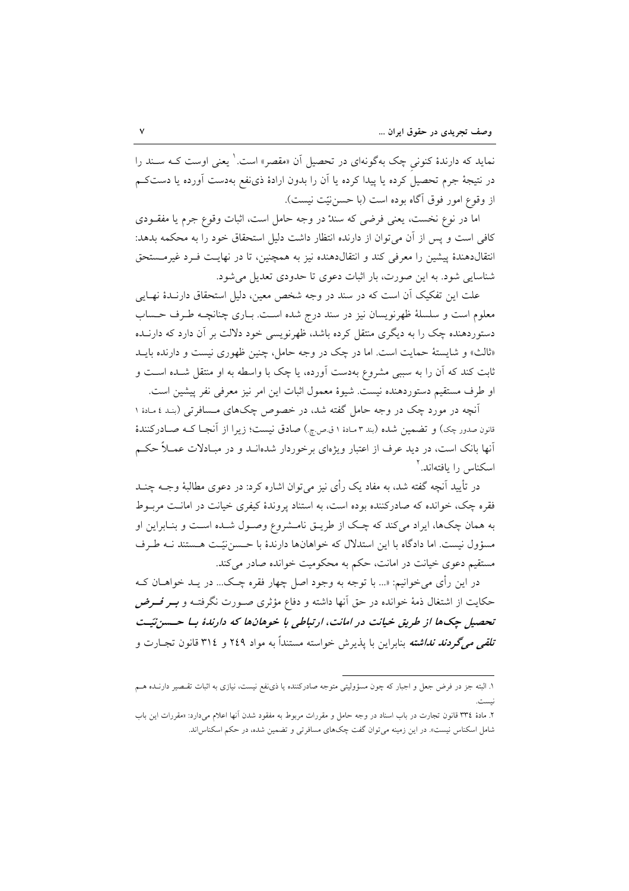نماید که دارندهٔ کنونی چک به‌گونه‌ای در تحصیل آن «مقصر» است.[1] یعنی اوست کـه سـند را در نتیجهٔ جرم تحصیل کرده یا پیدا کرده یا آن را بدون ارادهٔ ذی‌نفع به‌دست آورده یا دست‌کم از وقوع امور فوق آگاه بوده است (با حسن‌نیّت نیست).

اما در نوع نخست، یعنی فرضی که سند در وجه حامل است، اثبات وقوع جرم یا مفقـودی کافی است و پس از آن می‌توان از دارنده انتظار داشت دلیل استحقاق خود را به محکمه بدهد: انتقال‌دهندهٔ پیشین را معرفی کند و انتقال‌دهنده نیز به همچنین، تا در نهایـت فـرد غیرمـستحق شناسایی شود. به این صورت، بار اثبات دعوی تا حدودی تعدیل می‌شود.

علت این تفکیک آن است که در سند در وجه شخص معین، دلیل استحقاق دارنـدهٔ نهـایی معلوم است و سلسلهٔ ظهرنویسان نیز در سند درج شده اسـت. بـاری چنانچـه طـرف حـساب دستوردهنده چک را به دیگری منتقل کرده باشد، ظهرنویسی خود دلالت بر آن دارد که دارنـده «ثالث» و شایستهٔ حمایت است. اما در چک در وجه حامل، چنین ظهوری نیست و دارنده بایـد ثابت کند که آن را به سببی مشروع به‌دست آورده، یا چک با واسطه به او منتقل شـده اسـت و او طرف مستقیم دستوردهنده نیست. شیوهٔ معمول اثبات این امر نیز معرفی نفر پیشین است.

آنچه در مورد چک در وجه حامل گفته شد، در خصوص چک‌های مـسافرتی (بنـد ٤ مـادهٔ ١ قانون صدور چک) و تضمین شده (بند ٣ مـادهٔ ١ ق.ص.چ.) صادق نیست؛ زیرا از آنجـا کـه صـادرکنندهٔ آنها بانک است، در دید عرف از اعتبار ویژه‌ای برخوردار شده‌انـد و در مبـادلات عمـلاً حکـم اسکناس را یافته‌اند.[2]

در تأیید آنچه گفته شد، به مفاد یک رأی نیز می‌توان اشاره کرد: در دعوی مطالبهٔ وجـه چنـد فقره چک، خوانده که صادرکننده بوده است، به استناد پروندهٔ کیفری خیانت در امانـت مربـوط به همان چک‌ها، ایراد می‌کند که چـک از طریـق نامـشروع وصـول شـده اسـت و بنـابراین او مسؤول نیست. اما دادگاه با این استدلال که خواهان‌ها دارندهٔ با حـسن‌نیّـت هـستند نـه طـرف مستقیم دعوی خیانت در امانت، حکم به محکومیت خوانده صادر می‌کند.

در این رأی می‌خوانیم: «... با توجه به وجود اصل چهار فقره چـک... در یـد خواهـان کـه حکایت از اشتغال ذمهٔ خوانده در حق آنها داشته و دفاع مؤثری صـورت نگرفتـه و ***بـر فـرض تحصیل چک‌ها از طریق خیانت در امانت، ارتباطی با خوهان‌ها که دارندهٔ بـا حـسن‌نیّـت تلقی می‌گردند نداشته*** بنابراین با پذیرش خواسته مستنداً به مواد ٢٤٩ و ٣١٤ قانون تجـارت و

---

١. البته جز در فرض جعل و اجبار که چون مسؤولیتی متوجه صادرکننده یا ذی‌نفع نیست، نیازی به اثبات تقـصیر دارنـده هـم نیست.

٢. مادهٔ ٣٣٤ قانون تجارت در باب اسناد در وجه حامل و مقررات مربوط به مفقود شدن آنها اعلام می‌دارد: «مقررات این باب شامل اسکناس نیست». در این زمینه می‌توان گفت چک‌های مسافرتی و تضمین شده، در حکم اسکناس‌اند.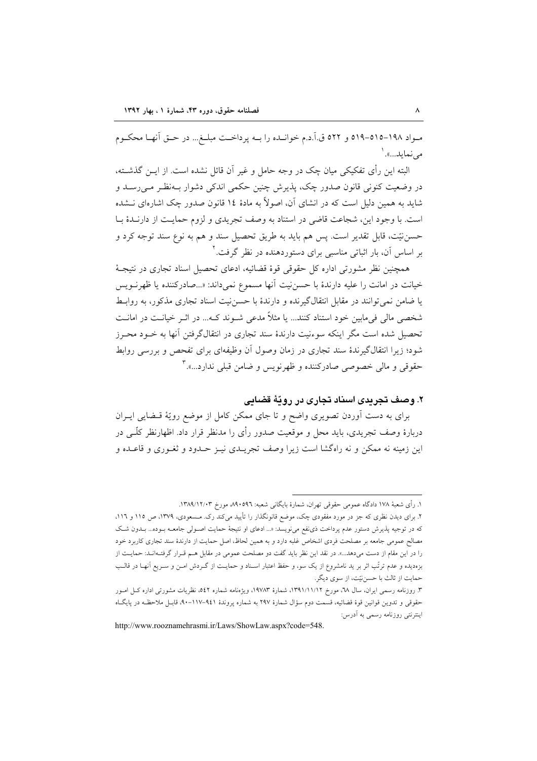مـواد ۱۹۸–۵۱۵–۵۱۹ و ۵۲۲ ق.آ.د.م خوانـده را بـه پرداخـت مبلـغ... در حـق آنهـا محکـوم می‌نماید...».[۱]

البته این رأی تفکیکی میان چک در وجه حامل و غیر آن قائل نشده است. از ایـن گذشـته، در وضعیت کنونی قانون صدور چک، پذیرش چنین حکمی اندکی دشوار بـه‌نظـر مـی‌رسـد و شاید به همین دلیل است که در انشای آن، اصولاً به مادهٔ ۱۴ قانون صدور چک اشاره‌ای نـشده است. با وجود این، شجاعت قاضی در استناد به وصف تجریدی و لزوم حمایـت از دارنـدهٔ بـا حسن‌نیّت، قابل تقدیر است. پس هم باید به طریق تحصیل سند و هم به نوع سند توجه کرد و بر اساس آن، بار اثباتی مناسبی برای دستوردهنده در نظر گرفت.[۲]

همچنین نظر مشورتی اداره کل حقوقی قوهٔ قضائیه، ادعای تحصیل اسناد تجاری در نتیجـهٔ خیانت در امانت را علیه دارندهٔ با حسن‌نیت آنها مسموع نمی‌داند: «...صادرکننده یا ظهرنـویس یا ضامن نمی‌توانند در مقابل انتقال‌گیرنده و دارندهٔ با حسن‌نیت اسناد تجاری مذکور، به روابـط شخصی مالی فی‌مابین خود استناد کنند... یا مثلاً مدعی شـوند کـه... در اثـر خیانـت در امانـت تحصیل شده است مگر اینکه سوءنیت دارندهٔ سند تجاری در انتقال‌گرفتن آنها به خـود محـرز شود؛ زیرا انتقال‌گیرندهٔ سند تجاری در زمان وصول آن وظیفه‌ای برای تفحص و بررسی روابط حقوقی و مالی خصوصی صادرکننده و ظهرنویس و ضامن قبلی ندارد...».[۳]

## ۲. وصف تجریدی اسناد تجاری در رویّهٔ قضایی

برای به دست آوردن تصویری واضح و تا جای ممکن کامل از موضع رویّهٔ قـضایی ایـران دربارهٔ وصف تجریدی، باید محل و موقعیت صدور رأی را مدنظر قرار داد. اظهارنظر کلّـی در این زمینه نه ممکن و نه راهگشا است زیرا وصف تجریـدی نیـز حـدود و ثغـوری و قاعـده و

---

۱. رأی شعبهٔ ۱۷۸ دادگاه عمومی حقوقی تهران، شمارهٔ بایگانی شعبه: ۸۹۰۵۹۶، مورخ ۱۳۸۹/۱۲/۰۳.

۲. برای دیدن نظری که جز در مورد مفقودی چک، موضع قانونگذار را تأیید می‌کند رک. مـسعودی، ۱۳۷۹، ص ۱۱۵ و ۱۱۶، که در توجیه پذیرش دستور عدم پرداخت ذی‌نفع می‌نویسد: «... ادعای او نتیجهٔ حمایت اصـولی جامعـه بـوده... بـدون شـک مصالح عمومی جامعه بر مصلحت فردی اشخاص غلبه دارد و به همین لحاظ، اصل حمایت از دارندهٔ سند تجاری کاربرد خود را در این مقام از دست می‌دهد...». در نقد این نظر باید گفت دو مصلحت عمومی در مقابل هـم قـرار گرفتـه‌انـد: حمایـت از بزه‌دیده و عدم ترتّب اثر بر ید نامشروع از یک سو، و حفظ اعتبار اسـناد و حمایـت از گـردش امـن و سـریع آنهـا در قالب حمایت از ثالث با حسن‌نیّت، از سوی دیگر.

۳. روزنامه رسمی ایران، سال ۶۸، مورخ ۱۳۹۱/۱۱/۱۲، شمارهٔ ۱۹۷۸۳، ویژه‌نامه شماره ۵۴۲، نظریات مشورتی اداره کـل امـور حقوقی و تدوین قوانین قوهٔ قضائیه، قسمت دوم سؤال شمارهٔ ۲۹۷ به شماره پروندهٔ ۹۴۱–۱۱۷–۹۰، قابـل ملاحظـه در پایگـاه اینترنتی روزنامه رسمی به آدرس:

http://www.rooznamehrasmi.ir/Laws/ShowLaw.aspx?code=548.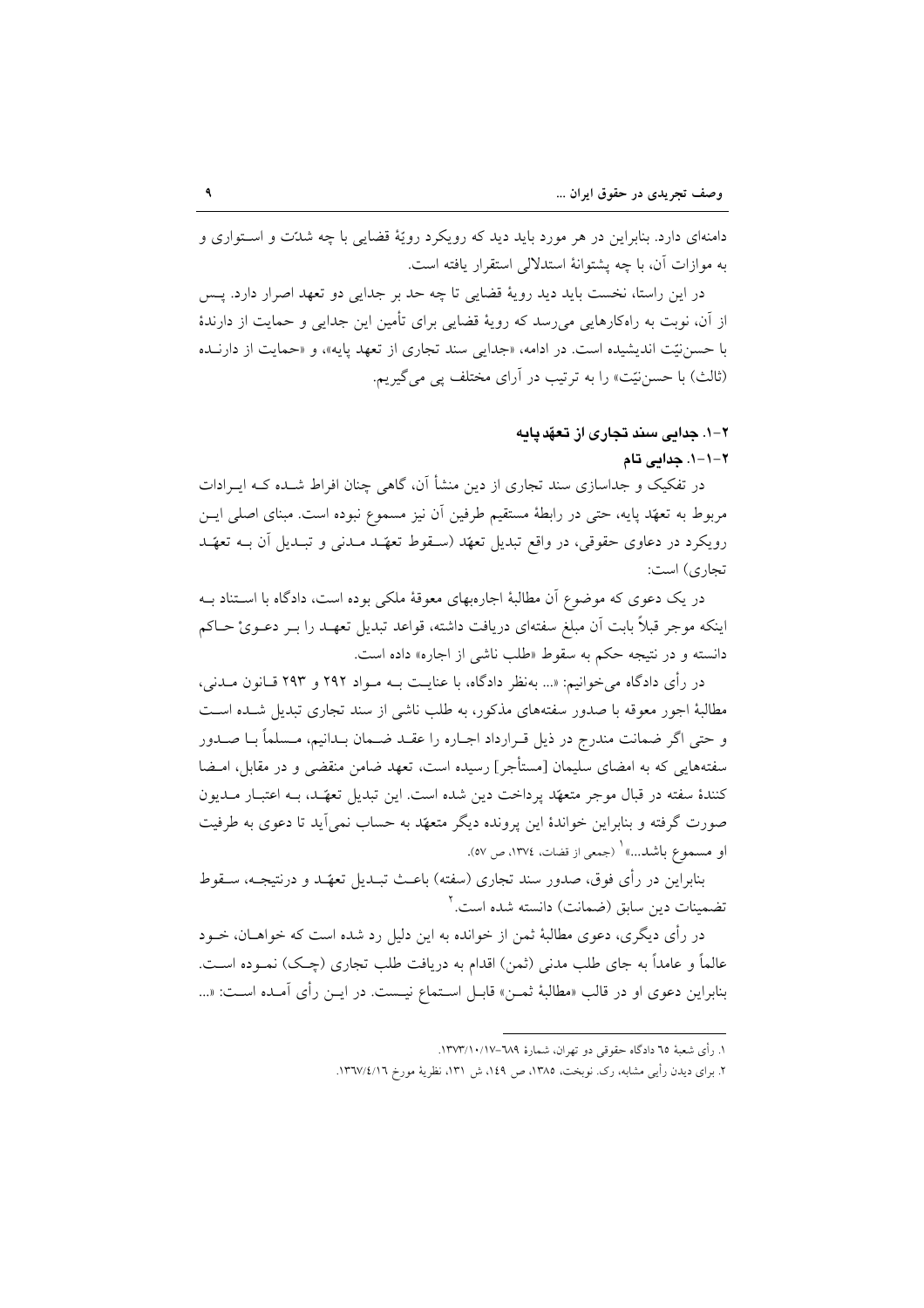دامنه‌ای دارد. بنابراین در هر مورد باید دید که رویکرد رویهٔ قضایی با چه شدّت و استواری و به موازات آن، با چه پشتوانهٔ استدلالی استقرار یافته است.

در این راستا، نخست باید دید رویهٔ قضایی تا چه حد بر جدایی دو تعهد اصرار دارد. پس از آن، نوبت به راه‌کارهایی می‌رسد که رویهٔ قضایی برای تأمین این جدایی و حمایت از دارندهٔ با حسن‌نیّت اندیشیده است. در ادامه، «جدایی سند تجاری از تعهد پایه»، و «حمایت از دارنده (ثالث) با حسن‌نیّت» را به ترتیب در آرای مختلف پی می‌گیریم.

## ۲-۱. جدایی سند تجاری از تعهّد پایه

### ۲-۱-۱. جدایی تام

در تفکیک و جداسازی سند تجاری از دین منشأ آن، گاهی چنان افراط شده که ایرادات مربوط به تعهّد پایه، حتی در رابطهٔ مستقیم طرفین آن نیز مسموع نبوده است. مبنای اصلی این رویکرد در دعاوی حقوقی، در واقع تبدیل تعهّد (سقوط تعهّد مدنی و تبدیل آن به تعهّد تجاری) است:

در یک دعوی که موضوع آن مطالبهٔ اجاره‌بهای معوقهٔ ملکی بوده است، دادگاه با استناد به اینکه موجر قبلاً بابت آن مبلغ سفته‌ای دریافت داشته، قواعد تبدیل تعهد را بر دعویْ حاکم دانسته و در نتیجه حکم به سقوط «طلب ناشی از اجاره» داده است.

در رأی دادگاه می‌خوانیم: «... به‌نظر دادگاه، با عنایت به مواد ۲۹۲ و ۲۹۳ قانون مدنی، مطالبهٔ اجور معوقه با صدور سفته‌های مذکور، به طلب ناشی از سند تجاری تبدیل شده است و حتی اگر ضمانت مندرج در ذیل قرارداد اجاره را عقد ضمان بدانیم، مسلماً با صدور سفته‌هایی که به امضای سلیمان [مستأجر] رسیده است، تعهد ضامن منقضی و در مقابل، امضا کنندهٔ سفته در قبال موجر متعهّد پرداخت دین شده است. این تبدیل تعهّد، به اعتبار مدیون صورت گرفته و بنابراین خواندهٔ این پرونده دیگر متعهّد به حساب نمی‌آید تا دعوی به طرفیت او مسموع باشد...»[1] (جمعی از قضات، ۱۳۷٤، ص ۵۷).

بنابراین در رأی فوق، صدور سند تجاری (سفته) باعث تبدیل تعهّد و درنتیجه، سقوط تضمینات دین سابق (ضمانت) دانسته شده است.[2]

در رأی دیگری، دعوی مطالبهٔ ثمن از خوانده به این دلیل رد شده است که خواهان، خود عالماً و عامداً به جای طلب مدنی (ثمن) اقدام به دریافت طلب تجاری (چک) نموده است. بنابراین دعوی او در قالب «مطالبهٔ ثمن» قابل استماع نیست. در این رأی آمده است: «...

---

۱. رأی شعبهٔ ٦٥ دادگاه حقوقی دو تهران، شمارهٔ ٦٨٩-۱۳۷۳/۱۰/۱۷.

۲. برای دیدن رأیی مشابه، رک. نوبخت، ۱۳۸۵، ص ۱٤۹، ش ۱۳۱، نظریهٔ مورخ ۱۳٦۷/٤/۱٦.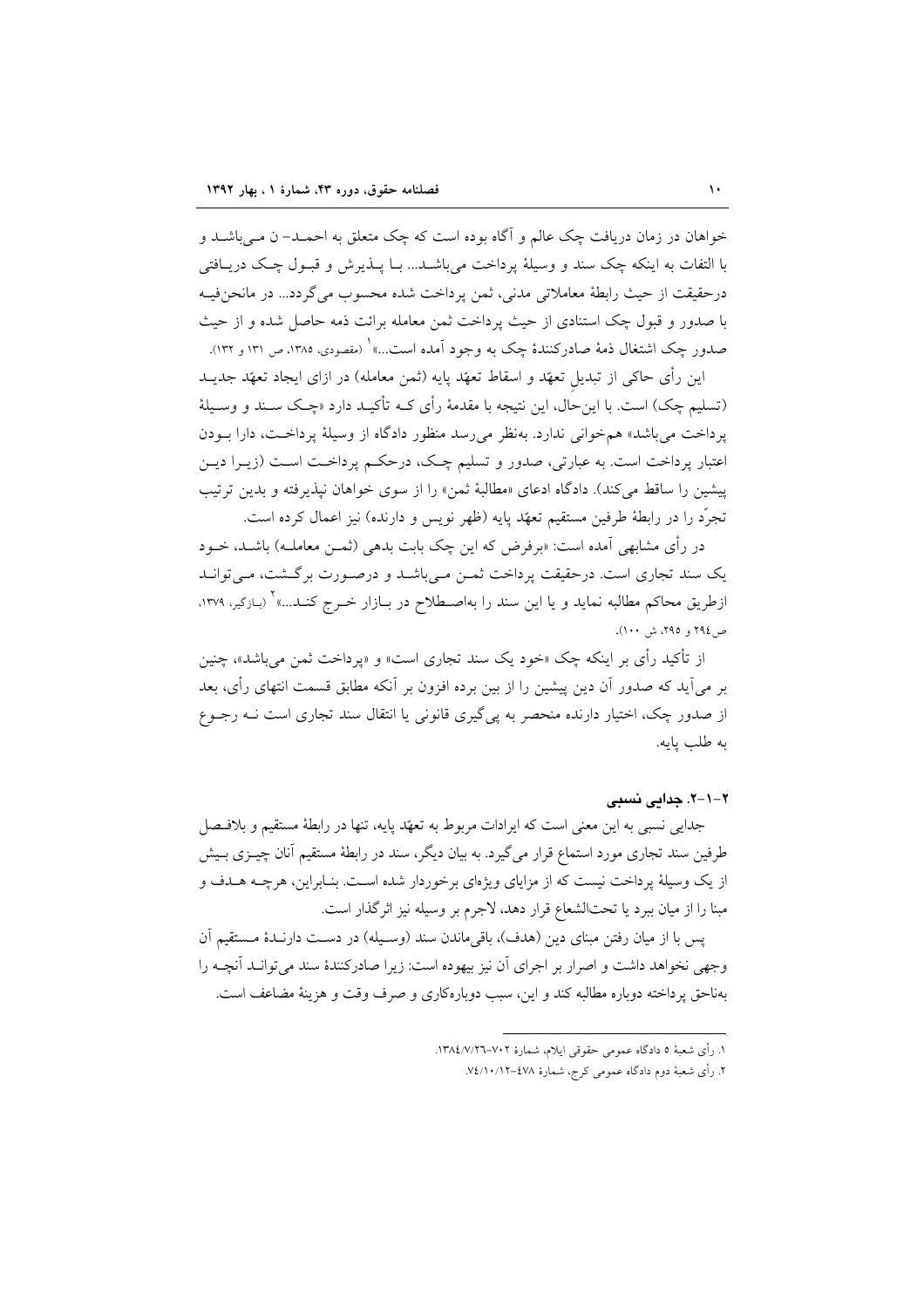خواهان در زمان دریافت چک عالم و آگاه بوده است که چک متعلق به احمد- ن می‌باشد و با التفات به اینکه چک سند و وسیلهٔ پرداخت می‌باشد... با پذیرش و قبول چک دریافتی درحقیقت از حیث رابطهٔ معاملاتی مدنی، ثمن پرداخت شده محسوب می‌گردد... در مانحن‌فیه با صدور و قبول چک استنادی از حیث پرداخت ثمن معامله برائت ذمه حاصل شده و از حیث صدور چک اشتغال ذمهٔ صادرکنندهٔ چک به وجود آمده است...»[1] (مقصودی، ۱۳۸۵، ص ۱۳۱ و ۱۳۲).

این رأی حاکی از تبدیل تعهّد و اسقاط تعهّد پایه (ثمن معامله) در ازای ایجاد تعهّد جدید (تسلیم چک) است. با این‌حال، این نتیجه با مقدمهٔ رأی که تأکید دارد «چک سند و وسیلهٔ پرداخت می‌باشد» همخوانی ندارد. به‌نظر می‌رسد منظور دادگاه از وسیلهٔ پرداخت، دارا بودن اعتبار پرداخت است. به عبارتی، صدور و تسلیم چک، درحکم پرداخت است (زیرا دین پیشین را ساقط می‌کند). دادگاه ادعای «مطالبهٔ ثمن» را از سوی خواهان نپذیرفته و بدین ترتیب تجرّد را در رابطهٔ طرفین مستقیم تعهّد پایه (ظهر نویس و دارنده) نیز اعمال کرده است.

در رأی مشابهی آمده است: «برفرض که این چک بابت بدهی (ثمن معامله) باشد، خود یک سند تجاری است. درحقیقت پرداخت ثمن می‌باشد و درصورت برگشت، می‌تواند ازطریق محاکم مطالبه نماید و یا این سند را به‌اصطلاح در بازار خرج کند...»[2] (بازگیر، ۱۳۷۹، ص ۲۹٤ و ۲۹۵، ش ۱۰۰).

از تأکید رأی بر اینکه چک «خود یک سند تجاری است» و «پرداخت ثمن می‌باشد»، چنین بر می‌آید که صدور آن دین پیشین را از بین برده افزون بر آنکه مطابق قسمت انتهای رأی، بعد از صدور چک، اختیار دارنده منحصر به پی‌گیری قانونی یا انتقال سند تجاری است نه رجوع به طلب پایه.

### ۲-۱-۲. جدایی نسبی

جدایی نسبی به این معنی است که ایرادات مربوط به تعهّد پایه، تنها در رابطهٔ مستقیم و بلافصل طرفین سند تجاری مورد استماع قرار می‌گیرد. به بیان دیگر، سند در رابطهٔ مستقیم آنان چیزی بیش از یک وسیلهٔ پرداخت نیست که از مزایای ویژه‌ای برخوردار شده است. بنابراین، هرچه هدف و مبنا را از میان ببرد یا تحت‌الشعاع قرار دهد، لاجرم بر وسیله نیز اثرگذار است.

پس با از میان رفتن مبنای دین (هدف)، باقی‌ماندن سند (وسیله) در دست دارندهٔ مستقیم آن وجهی نخواهد داشت و اصرار بر اجرای آن نیز بیهوده است: زیرا صادرکنندهٔ سند می‌تواند آنچه را به‌ناحق پرداخته دوباره مطالبه کند و این، سبب دوباره‌کاری و صرف وقت و هزینهٔ مضاعف است.

---

۱. رأی شعبهٔ ۵ دادگاه عمومی حقوقی ایلام، شمارهٔ ۷۰۲-۱۳۸٤/۷/۲٦.

۲. رأی شعبهٔ دوم دادگاه عمومی کرج، شمارهٔ ٤۷۸-۷٤/۱۰/۱۲.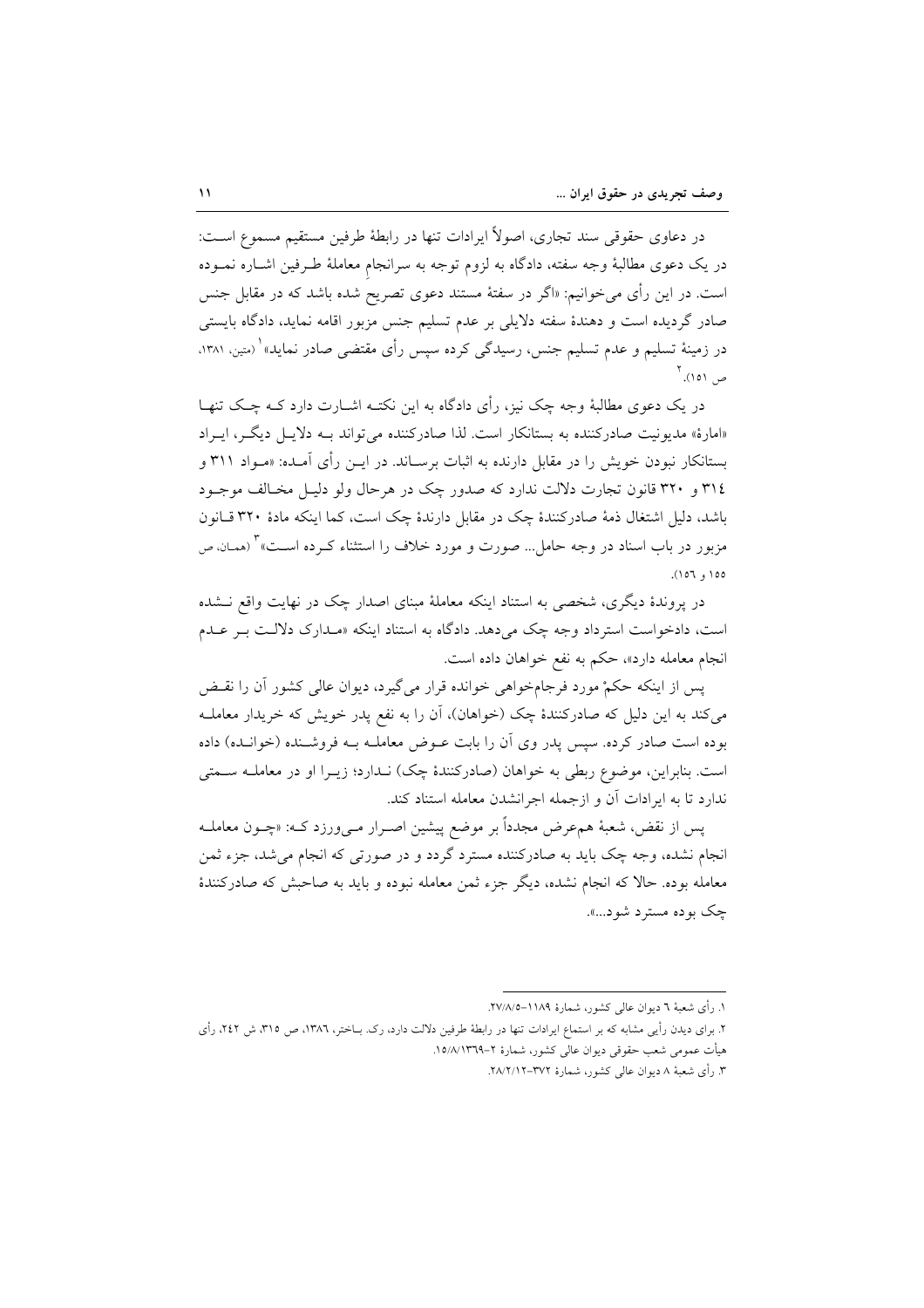در دعاوی حقوقی سند تجاری، اصولاً ایرادات تنها در رابطهٔ طرفین مستقیم مسموع است: در یک دعوی مطالبهٔ وجه سفته، دادگاه به لزوم توجه به سرانجامِ معاملهٔ طرفین اشاره نموده است. در این رأی می‌خوانیم: «اگر در سفتهٔ مستند دعوی تصریح شده باشد که در مقابل جنس صادر گردیده است و دهندهٔ سفته دلایلی بر عدم تسلیم جنس مزبور اقامه نماید، دادگاه بایستی در زمینهٔ تسلیم و عدم تسلیم جنس، رسیدگی کرده سپس رأی مقتضی صادر نماید»[1] (متین، ۱۳۸۱، ص ۱۵۱).[2]

در یک دعوی مطالبهٔ وجه چک نیز، رأی دادگاه به این نکته اشارت دارد که چک تنها «امارهٔ» مدیونیت صادرکننده به بستانکار است. لذا صادرکننده می‌تواند به دلایل دیگر، ایراد بستانکار نبودن خویش را در مقابل دارنده به اثبات برساند. در این رأی آمده: «مواد ۳۱۱ و ۳۱٤ و ۳۲۰ قانون تجارت دلالت ندارد که صدور چک در هرحال ولو دلیل مخالف موجود باشد، دلیل اشتغال ذمهٔ صادرکنندهٔ چک در مقابل دارندهٔ چک است، کما اینکه مادهٔ ۳۲۰ قانون مزبور در باب اسناد در وجه حامل... صورت و مورد خلاف را استثناء کرده است»[3] (همان، ص ۱۵۵ و ۱۵٦).

در پروندهٔ دیگری، شخصی به استناد اینکه معاملهٔ مبنای اصدار چک در نهایت واقع نشده است، دادخواست استرداد وجه چک می‌دهد. دادگاه به استناد اینکه «مدارک دلالت بر عدم انجام معامله دارد»، حکم به نفع خواهان داده است.

پس از اینکه حکمْ مورد فرجام‌خواهی خوانده قرار می‌گیرد، دیوان عالی کشور آن را نقض می‌کند به این دلیل که صادرکنندهٔ چک (خواهان)، آن را به نفع پدر خویش که خریدار معامله بوده است صادر کرده. سپس پدر وی آن را بابت عوض معامله به فروشنده (خوانده) داده است. بنابراین، موضوع ربطی به خواهان (صادرکنندهٔ چک) ندارد؛ زیرا او در معامله سمتی ندارد تا به ایرادات آن و ازجمله اجرانشدن معامله استناد کند.

پس از نقض، شعبهٔ هم‌عرض مجدداً بر موضع پیشین اصرار می‌ورزد که: «چون معامله انجام نشده، وجه چک باید به صادرکننده مسترد گردد و در صورتی که انجام می‌شد، جزء ثمن معامله بوده. حالا که انجام نشده، دیگر جزء ثمن معامله نبوده و باید به صاحبش که صادرکنندهٔ چک بوده مسترد شود...».

---

۱. رأی شعبهٔ ٦ دیوان عالی کشور، شمارهٔ ۱۱۸۹–۲۷/۸/۵.

۲. برای دیدن رأیی مشابه که بر استماع ایرادات تنها در رابطهٔ طرفین دلالت دارد، رک. باختر، ۱۳۸٦، ص ۳۱۵، ش ۲٤۲، رأی هیأت عمومی شعب حقوقی دیوان عالی کشور، شمارهٔ ۲–۱۵/۸/۱۳٦۹.

۳. رأی شعبهٔ ۸ دیوان عالی کشور، شمارهٔ ۳۷۲–۲۸/۲/۱۲.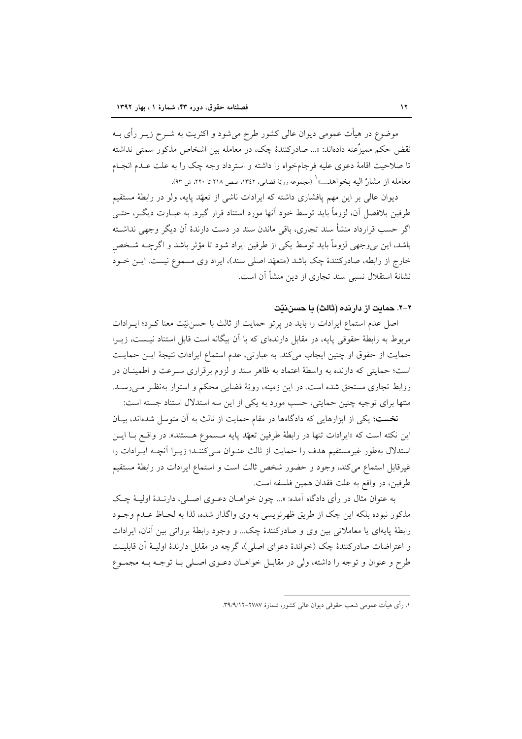موضوع در هیأت عمومی دیوان عالی کشور طرح می‌شود و اکثریت به شـرح زیـر رأی بـه نقض حکم ممیزٌعنه داده‌اند: «... صادرکنندهٔ چک، در معامله بین اشخاص مذکور سمتی نداشته تا صلاحیت اقامهٔ دعوی علیه فرجام‌خواه را داشته و استرداد وجه چک را به علت عـدم انجـام معامله از مشارٌ الیه بخواهد...»[1] (مجموعه رویهٔ قضایی، ۱۳۴۲، صص ۲۱۸ تا ۲۲۰، ش ۹۳).

دیوان عالی بر این مهم پافشاری داشته که ایرادات ناشی از تعهّد پایه، ولو در رابطهٔ مستقیم طرفین بلافصل آن، لزوماً باید توسط خود آنها مورد استناد قرار گیرد. به عبـارت دیگـر، حتـی اگر حسب قرارداد منشأ سند تجاری، باقی ماندن سند در دست دارندهٔ آن دیگر وجهی نداشـته باشد، این بی‌وجهی لزوماً باید توسط یکی از طرفین ایراد شود تا مؤثر باشد و اگرچـه شـخصِ خارج از رابطه، صادرکنندهٔ چک باشد (متعهّد اصلی سند)، ایراد وی مسموع نیست. ایـن خـود نشانهٔ استقلال نسبی سند تجاری از دین منشأ آن است.

### ۲-۲. حمایت از دارنده (ثالث) با حسن‌نیّت

اصل عدم استماع ایرادات را باید در پرتو حمایت از ثالث با حسن‌نیّت معنا کـرد؛ ایـرادات مربوط به رابطهٔ حقوقی پایه، در مقابل دارنده‌ای که با آن بیگانه است قابل استناد نیـست، زیـرا حمایت از حقوق او چنین ایجاب می‌کند. به عبارتی، عدم استماع ایرادات نتیجهٔ ایـن حمایـت است؛ حمایتی که دارنده به واسطهٔ اعتماد به ظاهر سند و لزوم برقراری سـرعت و اطمینـان در روابط تجاری مستحق شده است. در این زمینه، رویهٔ قضایی محکم و استوار به‌نظـر مـی‌رسـد. منتها برای توجیه چنین حمایتی، حسب مورد به یکی از این سه استدلال استناد جسته است:

**نخست؛** یکی از ابزارهایی که دادگاه‌ها در مقام حمایت از ثالث به آن متوسل شده‌اند، بیـان این نکته است که «ایرادات تنها در رابطهٔ طرفین تعهّد پایه مـسموع هـستند». در واقـع بـا ایـن استدلال به‌طور غیرمستقیم هدف را حمایت از ثالث عنـوان مـی‌کننـد؛ زیـرا آنچـه ایـرادات را غیرقابل استماع می‌کند، وجود و حضور شخص ثالث است و استماع ایرادات در رابطهٔ مستقیم طرفین، در واقع به علت فقدان همین فلسفه است.

به عنوان مثال در رأی دادگاه آمده: «... چون خواهـان دعـوی اصـلی، دارنـدهٔ اولیـهٔ چـک مذکور نبوده بلکه این چک از طریق ظهرنویسی به وی واگذار شده، لذا به لحـاظ عـدم وجـود رابطهٔ پایه‌ای یا معاملاتی بین وی و صادرکنندهٔ چک... و وجود رابطهٔ برواتی بین آنان، ایرادات و اعتراضات صادرکنندهٔ چک (خواندهٔ دعوای اصلی)، گرچه در مقابل دارندهٔ اولیـهٔ آن قابلیـت طرح و عنوان و توجه را داشته، ولی در مقابـل خواهـان دعـوی اصـلی بـا توجـه بـه مجمـوع

---

۱. رأی هیأت عمومی شعب حقوقی دیوان عالی کشور، شمارهٔ ۲۷۸۷-۳۹/۹/۱۲.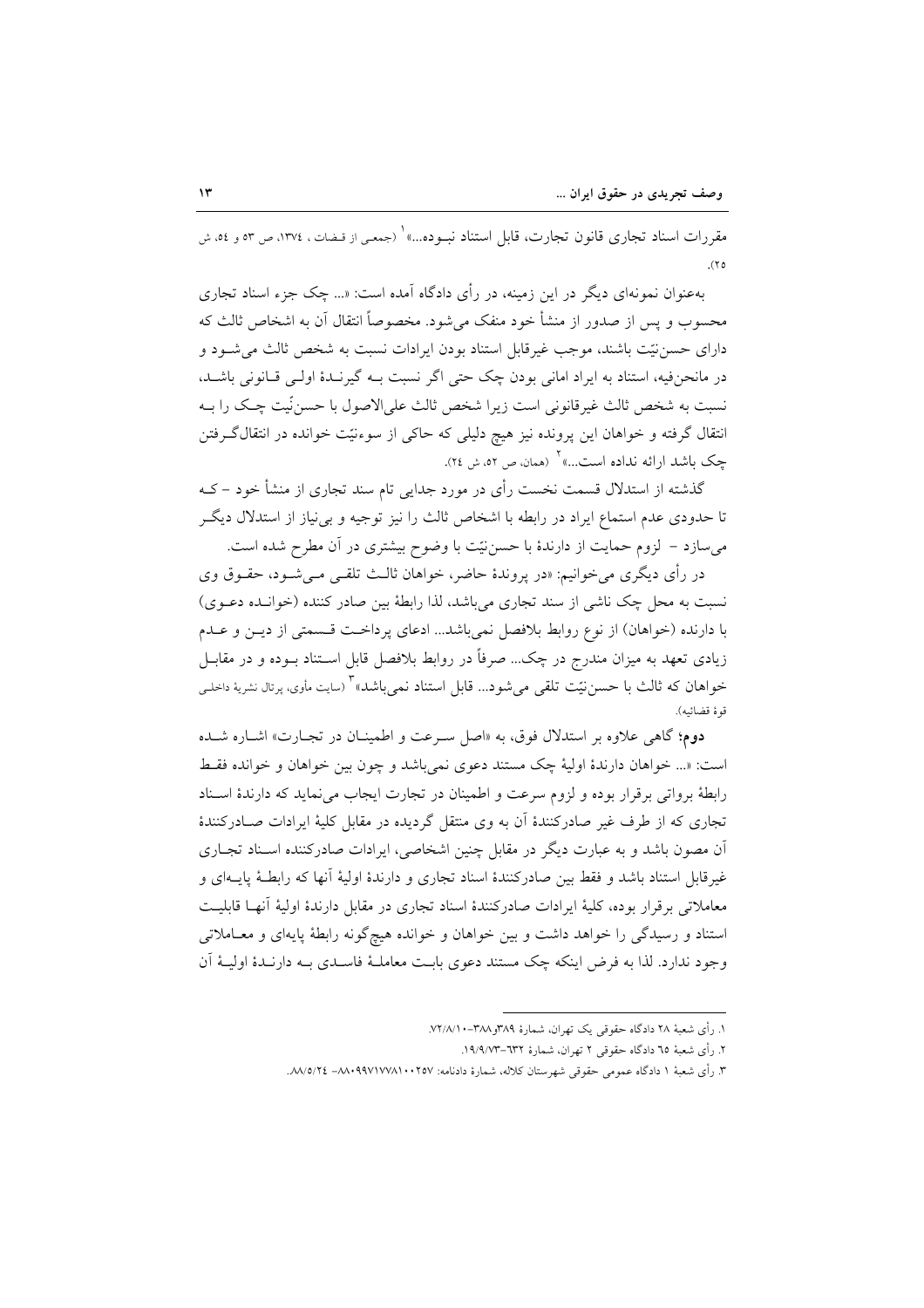مقررات اسناد تجاری قانون تجارت، قابل استناد نبـوده...»[1] (جمعی از قـضات ، ۱۳۷٤، ص ٥٣ و ٥٤، ش ٢٥).

به‌عنوان نمونه‌ای دیگر در این زمینه، در رأی دادگاه آمده است: «... چک جزء اسناد تجاری محسوب و پس از صدور از منشأ خود منفک می‌شود. مخصوصاً انتقال آن به اشخاص ثالث که دارای حسن‌نیّت باشند، موجب غیرقابل استناد بودن ایرادات نسبت به شخص ثالث می‌شـود و در مانحن‌فیه، استناد به ایراد امانی بودن چک حتی اگر نسبت بـه گیرنـدهٔ اولـی قـانونی باشـد، نسبت به شخص ثالث غیرقانونی است زیرا شخص ثالث علی‌الاصول با حسن‌نیّت چـک را بـه انتقال گرفته و خواهان این پرونده نیز هیچ دلیلی که حاکی از سوءنیّت خوانده در انتقال‌گـرفتن چک باشد ارائه نداده است...»[2] (همان، ص ٥٢، ش ٢٤).

گذشته از استدلال قسمت نخست رأی در مورد جدایی تام سند تجاری از منشأ خود – کـه تا حدودی عدم استماع ایراد در رابطه با اشخاص ثالث را نیز توجیه و بی‌نیاز از استدلال دیگـر می‌سازد – لزوم حمایت از دارندهٔ با حسن‌نیّت با وضوح بیشتری در آن مطرح شده است.

در رأی دیگری می‌خوانیم: «در پروندهٔ حاضر، خواهان ثالـث تلقـی مـی‌شـود، حقـوق وی نسبت به محل چک ناشی از سند تجاری می‌باشد، لذا رابطهٔ بین صادر کننده (خوانـده دعـوی) با دارنده (خواهان) از نوع روابط بلافصل نمی‌باشد... ادعای پرداخـت قـسمتی از دیـن و عـدم زیادی تعهد به میزان مندرج در چک... صرفاً در روابط بلافصل قابل اسـتناد بـوده و در مقابـل خواهان که ثالث با حسن‌نیّت تلقی می‌شود... قابل استناد نمی‌باشد»[3] (سایت مأوی، پرتال نشریهٔ داخلـی قوهٔ قضائیه).

**دوم؛** گاهی علاوه بر استدلال فوق، به «اصل سـرعت و اطمینـان در تجـارت» اشـاره شـده است: «... خواهان دارندهٔ اولیهٔ چک مستند دعوی نمی‌باشد و چون بین خواهان و خوانده فقـط رابطهٔ برواتی برقرار بوده و لزوم سرعت و اطمینان در تجارت ایجاب می‌نماید که دارندهٔ اسـناد تجاری که از طرف غیر صادرکنندهٔ آن به وی منتقل گردیده در مقابل کلیهٔ ایرادات صـادرکنندهٔ آن مصون باشد و به عبارت دیگر در مقابل چنین اشخاصی، ایرادات صادرکننده اسـناد تجـاری غیرقابل استناد باشد و فقط بین صادرکنندهٔ اسناد تجاری و دارندهٔ اولیهٔ آنها که رابطـهٔ پایـه‌ای و معاملاتی برقرار بوده، کلیهٔ ایرادات صادرکنندهٔ اسناد تجاری در مقابل دارندهٔ اولیهٔ آنهـا قابلیـت استناد و رسیدگی را خواهد داشت و بین خواهان و خوانده هیچ‌گونه رابطهٔ پایه‌ای و معـاملاتی وجود ندارد. لذا به فرض اینکه چک مستند دعوی بابـت معاملـهٔ فاسـدی بـه دارنـدهٔ اولیـهٔ آن

---

۱. رأی شعبهٔ ۲۸ دادگاه حقوقی یک تهران، شمارهٔ ۳۸۹و۳۸۸–۷۲/۸/۱۰.

۲. رأی شعبهٔ ٦٥ دادگاه حقوقی ۲ تهران، شمارهٔ ٦٣٢–۱۹/۹/۷۳.

۳. رأی شعبهٔ ۱ دادگاه عمومی حقوقی شهرستان کلاله، شمارهٔ دادنامه: ۸۸۰۹۹۷۱۷۷۸۱۰۰۲۵۷– ۸۸/٥/٢٤.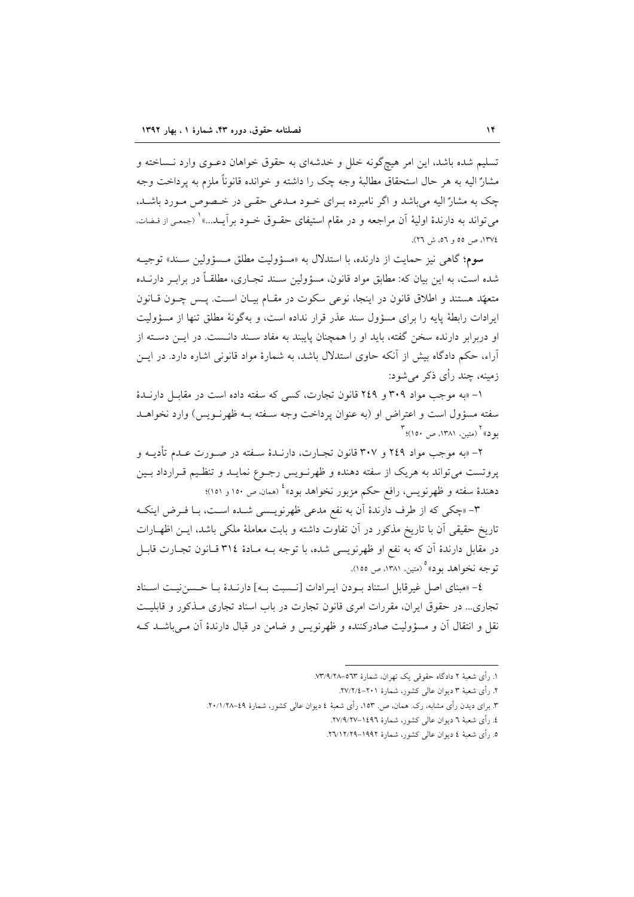تسلیم شده باشد، این امر هیچ‌گونه خلل و خدشه‌ای به حقوق خواهان دعوی وارد نساخته و مشارٌالیه به هر حال استحقاق مطالبهٔ وجه چک را داشته و خوانده قانوناً ملزم به پرداخت وجه چک به مشارٌالیه می‌باشد و اگر نامبرده برای خود مدعی حقی در خصوص مورد باشد، می‌تواند به دارندهٔ اولیهٔ آن مراجعه و در مقام استیفای حقوق خود برآید...»[1] (جمعی از قضات، ۱۳۷٤، ص ٥٥ و ٥٦، ش ٢٦).

**سوم؛** گاهی نیز حمایت از دارنده، با استدلال به «مسؤولیت مطلق مسؤولین سند» توجیه شده است، به این بیان که: مطابق مواد قانون، مسؤولین سند تجاری، مطلقاً در برابر دارنده متعهّد هستند و اطلاق قانون در اینجا، نوعی سکوت در مقام بیان است. پس چون قانون ایرادات رابطهٔ پایه را برای مسؤول سند عذر قرار نداده است، و به‌گونهٔ مطلق تنها از مسؤولیت او دربرابر دارنده سخن گفته، باید او را همچنان پایبند به مفاد سند دانست. در این دسته از آراء، حکم دادگاه بیش از آنکه حاوی استدلال باشد، به شمارهٔ مواد قانونی اشاره دارد. در این زمینه، چند رأی ذکر می‌شود:

۱- «به موجب مواد ۳۰۹ و ٢٤٩ قانون تجارت، کسی که سفته داده است در مقابل دارندهٔ سفته مسؤول است و اعتراض او (به عنوان پرداخت وجه سفته به ظهرنویس) وارد نخواهد بود»[2] (متین، ۱۳۸۱، ص ۱٥۰)؛[3]

۲- «به موجب مواد ٢٤٩ و ۳۰۷ قانون تجارت، دارندهٔ سفته در صورت عدم تأدیه و پروتست می‌تواند به هریک از سفته دهنده و ظهرنویس رجوع نماید و تنظیم قرارداد بین دهندهٔ سفته و ظهرنویس، رافع حکم مزبور نخواهد بود»[4] (همان، ص ۱٥۰ و ۱٥۱)؛

۳- «چکی که از طرف دارندهٔ آن به نفع مدعی ظهرنویسی شده است، با فرض اینکه تاریخ حقیقی آن با تاریخ مذکور در آن تفاوت داشته و بابت معاملهٔ ملکی باشد، این اظهارات در مقابل دارندهٔ آن که به نفع او ظهرنویسی شده، با توجه به مادهٔ ۳۱٤ قانون تجارت قابل توجه نخواهد بود»[5] (متین، ۱۳۸۱، ص ۱٥٥).

٤- «مبنای اصل غیرقابل استناد بودن ایرادات [نسبت به] دارندهٔ با حسن‌نیت اسناد تجاری... در حقوق ایران، مقررات امری قانون تجارت در باب اسناد تجاری مذکور و قابلیت نقل و انتقال آن و مسؤولیت صادرکننده و ظهرنویس و ضامن در قبال دارندهٔ آن می‌باشد که

---

۱. رأی شعبهٔ ۲ دادگاه حقوقی یک تهران، شمارهٔ ٥٦۳–۷۳/۹/۲۸.

۲. رأی شعبهٔ ۳ دیوان عالی کشور، شمارهٔ ۲۰۱–۲۷/۲/٤.

۳. برای دیدن رأی مشابه، رک. همان، ص. ۱٥۳، رأی شعبهٔ ٤ دیوان عالی کشور، شمارهٔ ٤۹–۲۰/۱/۲۸.

٤. رأی شعبهٔ ٦ دیوان عالی کشور، شمارهٔ ۱٤۹٦–۲۷/۹/۲۷.

٥. رأی شعبهٔ ٤ دیوان عالی کشور، شمارهٔ ۱۹۹۲–۲٦/۱۲/۲۹.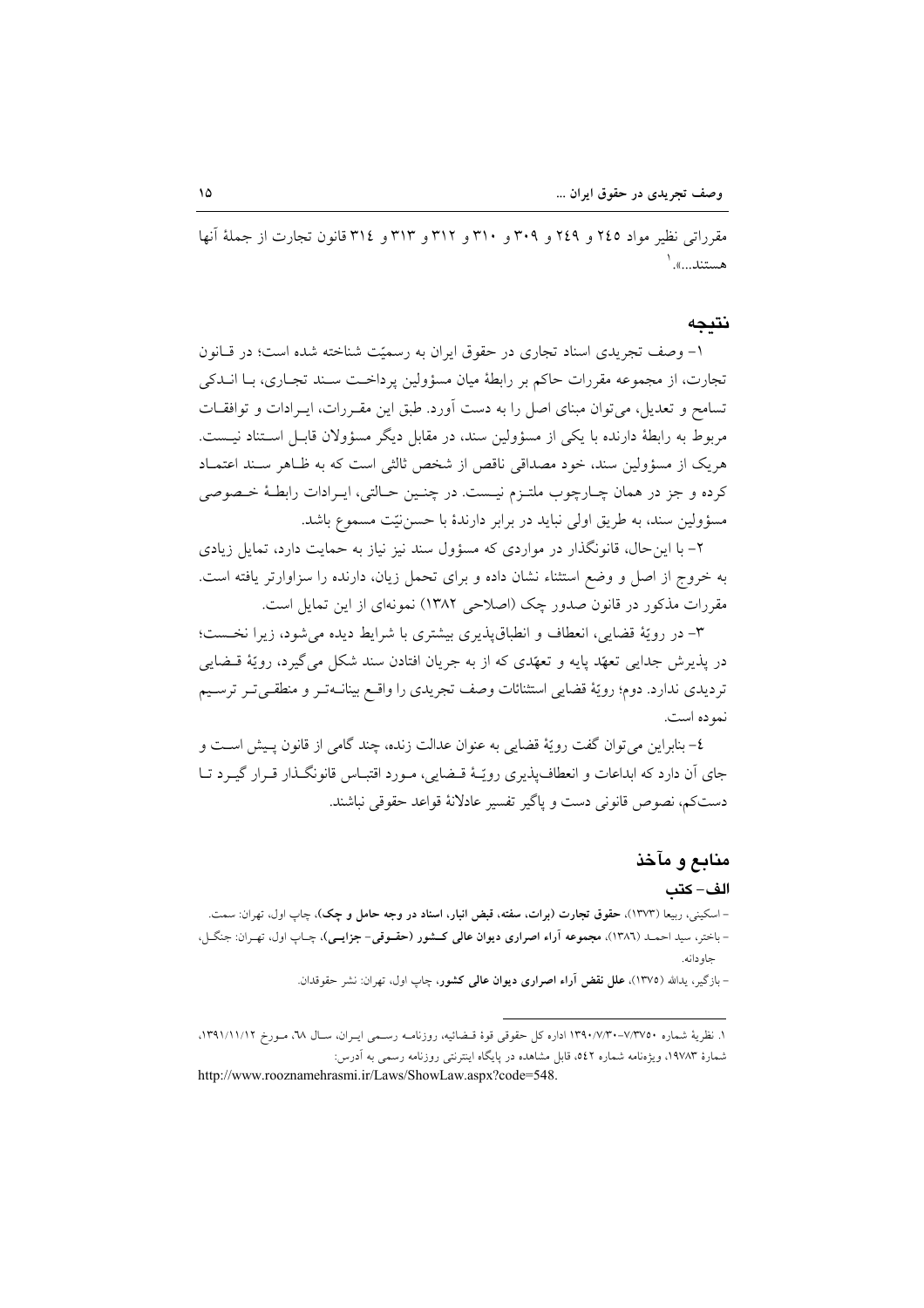مقرراتی نظیر مواد ۲٤۵ و ۲٤۹ و ۳۰۹ و ۳۱۰ و ۳۱۲ و ۳۱۳ و ۳۱٤ قانون تجارت از جملهٔ آنها هستند...».[1]

## نتیجه

۱- وصف تجریدی اسناد تجاری در حقوق ایران به رسمیّت شناخته شده است؛ در قانون تجارت، از مجموعه مقررات حاکم بر رابطهٔ میان مسؤولین پرداخت سند تجاری، با اندکی تسامح و تعدیل، می‌توان مبنای اصل را به دست آورد. طبق این مقررات، ایرادات و توافقات مربوط به رابطهٔ دارنده با یکی از مسؤولین سند، در مقابل دیگر مسؤولان قابل استناد نیست. هریک از مسؤولین سند، خود مصداقی ناقص از شخص ثالثی است که به ظاهر سند اعتماد کرده و جز در همان چارچوب ملتزم نیست. در چنین حالتی، ایرادات رابطهٔ خصوصی مسؤولین سند، به طریق اولی نباید در برابر دارندهٔ با حسن‌نیّت مسموع باشد.

۲- با این‌حال، قانونگذار در مواردی که مسؤول سند نیز نیاز به حمایت دارد، تمایل زیادی به خروج از اصل و وضع استثناء نشان داده و برای تحمل زیان، دارنده را سزاوارتر یافته است. مقررات مذکور در قانون صدور چک (اصلاحی ۱۳۸۲) نمونه‌ای از این تمایل است.

۳- در رویّهٔ قضایی، انعطاف و انطباق‌پذیری بیشتری با شرایط دیده می‌شود، زیرا نخست؛ در پذیرش جدایی تعهّد پایه و تعهّدی که از به جریان افتادن سند شکل می‌گیرد، رویّهٔ قضایی تردیدی ندارد. دوم؛ رویّهٔ قضایی استثنائات وصف تجریدی را واقع بینانه‌تر و منطقی‌تر ترسیم نموده است.

٤- بنابراین می‌توان گفت رویّهٔ قضایی به عنوان عدالت زنده، چند گامی از قانون پیش است و جای آن دارد که ابداعات و انعطاف‌پذیری رویّهٔ قضایی، مورد اقتباس قانونگذار قرار گیرد تا دست‌کم، نصوص قانونی دست و پاگیر تفسیر عادلانهٔ قواعد حقوقی نباشند.

## منابع و مآخذ

### الف- کتب

- اسکینی، ربیعا (۱۳۷۳)، **حقوق تجارت (برات، سفته، قبض انبار، اسناد در وجه حامل و چک)**، چاپ اول، تهران: سمت.
- باختر، سید احمد (۱۳۸٦)، **مجموعه آراء اصراری دیوان عالی کشور (حقوقی- جزایی)**، چاپ اول، تهران: جنگل، جاودانه.
- بازگیر، یدالله (۱۳۷۵)، **علل نقض آراء اصراری دیوان عالی کشور**، چاپ اول، تهران: نشر حقوقدان.

---

[1] نظریهٔ شماره ۷/۳۷۵۰-۱۳۹۰/۷/۳۰ اداره کل حقوقی قوهٔ قضائیه، روزنامه رسمی ایران، سال ٦۸، مورخ ۱۳۹۱/۱۱/۱۲، شمارهٔ ۱۹۷۸۳، ویژه‌نامه شماره ۵٤۲، قابل مشاهده در پایگاه اینترنتی روزنامه رسمی به آدرس: http://www.rooznamehrasmi.ir/Laws/ShowLaw.aspx?code=548.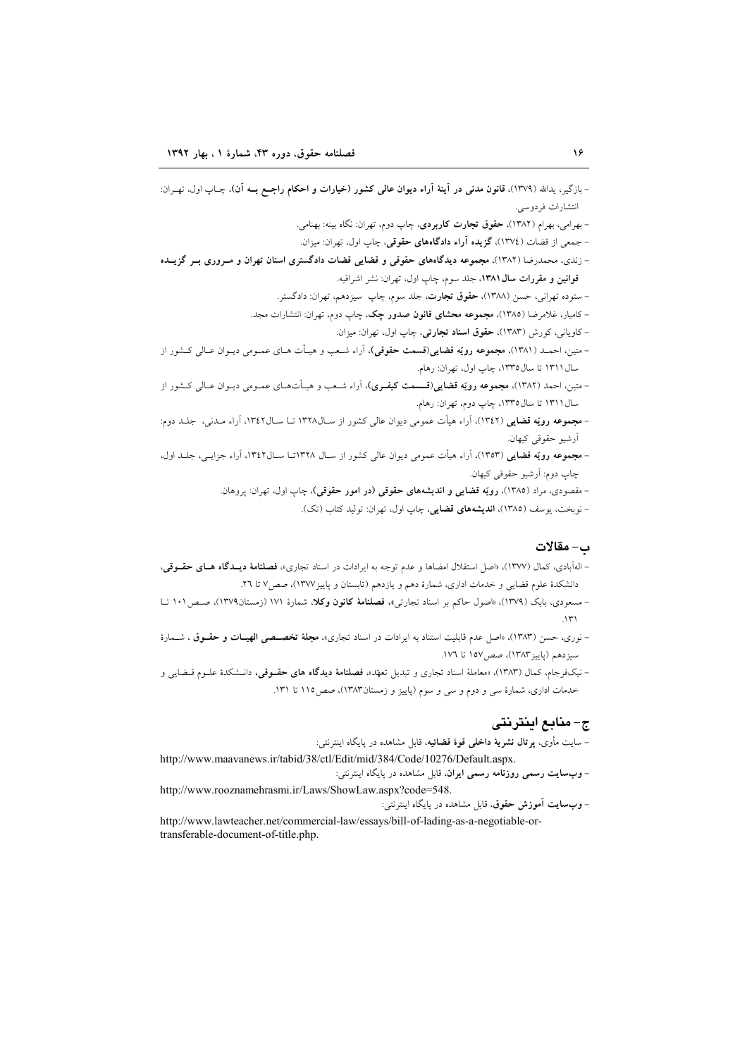- بازگیر، یدالله (۱۳۷۹)، **قانون مدنی در آینهٔ آراء دیوان عالی کشور (خیارات و احکام راجع به آن)**، چاپ اول، تهران: انتشارات فردوسی.
- بهرامی، بهرام (۱۳۸۲)، **حقوق تجارت کاربردی**، چاپ دوم، تهران: نگاه بینه: بهنامی.
- جمعی از قضات (۱۳۷٤)، **گزیده آراء دادگاه‌های حقوقی**، چاپ اول، تهران: میزان.
- زندی، محمدرضا (۱۳۸۲)، **مجموعه دیدگاه‌های حقوقی و قضایی قضات دادگستری استان تهران و مروری بر گزیده قوانین و مقررات سال ۱۳۸۱**، جلد سوم، چاپ اول، تهران: نشر اشراقیه.
- ستوده تهرانی، حسن (۱۳۸۸)، **حقوق تجارت**، جلد سوم، چاپ سیزدهم، تهران: دادگستر.
- کامیار، غلامرضا (۱۳۸۵)، **مجموعه محشای قانون صدور چک**، چاپ دوم، تهران: انتشارات مجد.
- کاویانی، کورش (۱۳۸۳)، **حقوق اسناد تجارتی**، چاپ اول، تهران: میزان.
- متین، احمد (۱۳۸۱)، **مجموعه رویّه قضایی(قسمت حقوقی)**، آراء شعب و هیأت های عمومی دیوان عالی کشور از سال ۱۳۱۱ تا سال ۱۳۳۵، چاپ اول، تهران: رهام.
- متین، احمد (۱۳۸۲)، **مجموعه رویّه قضایی(قسمت کیفری)**، آراء شعب و هیأت‌های عمومی دیوان عالی کشور از سال ۱۳۱۱ تا سال ۱۳۳۵، چاپ دوم، تهران: رهام.
- **مجموعه رویّه قضایی** (۱۳٤۲)، آراء هیأت عمومی دیوان عالی کشور از سال ۱۳۲۸ تا سال ۱۳٤۲، آراء مدنی، جلد دوم: آرشیو حقوقی کیهان.
- **مجموعه رویّه قضایی** (۱۳۵۳)، آراء هیأت عمومی دیوان عالی کشور از سال ۱۳۲۸ تا سال ۱۳٤۲، آراء جزایی، جلد اول، چاپ دوم: آرشیو حقوقی کیهان.
- مقصودی، مراد (۱۳۸۵)، **رویّه قضایی و اندیشه‌های حقوقی (در امور حقوقی)**، چاپ اول، تهران: پروهان.
- نوبخت، یوسف (۱۳۸۵)، **اندیشه‌های قضایی**، چاپ اول، تهران: تولید کتاب (تک).

## ب- مقالات

- الهآبادی، کمال (۱۳۷۷)، «اصل استقلال امضاها و عدم توجه به ایرادات در اسناد تجاری»، **فصلنامهٔ دیدگاه های حقوقی**، دانشکدهٔ علوم قضایی و خدمات اداری، شمارهٔ دهم و یازدهم (تابستان و پاییز ۱۳۷۷)، صص ۷ تا ۲٦.
- مسعودی، بابک (۱۳۷۹)، «اصول حاکم بر اسناد تجارتی»، **فصلنامهٔ کانون وکلا**، شمارهٔ ۱۷۱ (زمستان ۱۳۷۹)، صص ۱۰۱ تا ۱۳۱.
- نوری، حسن (۱۳۸۳)، «اصل عدم قابلیت استناد به ایرادات در اسناد تجاری»، **مجلهٔ تخصصی الهیات و حقوق** ، شمارهٔ سیزدهم (پاییز ۱۳۸۳)، صص ۱۵۷ تا ۱۷٦.
- نیک‌فرجام، کمال (۱۳۸۳)، «معاملهٔ اسناد تجاری و تبدیل تعهّد»، **فصلنامهٔ دیدگاه های حقوقی**، دانشکدهٔ علوم قضایی و خدمات اداری، شمارهٔ سی و دوم و سی و سوم (پاییز و زمستان ۱۳۸۳)، صص ۱۱۵ تا ۱۳۱.

## ج- منابع اینترنتی

- سایت مأوی، **پرتال نشریهٔ داخلی قوهٔ قضائیه**، قابل مشاهده در پایگاه اینترنتی:

http://www.maavanews.ir/tabid/38/ctl/Edit/mid/384/Code/10276/Default.aspx.

- **وب‌سایت رسمی روزنامه رسمی ایران**، قابل مشاهده در پایگاه اینترنتی:

http://www.rooznamehrasmi.ir/Laws/ShowLaw.aspx?code=548.

- **وب‌سایت آموزش حقوق**، قابل مشاهده در پایگاه اینترنتی:

http://www.lawteacher.net/commercial-law/essays/bill-of-lading-as-a-negotiable-or-transferable-document-of-title.php.